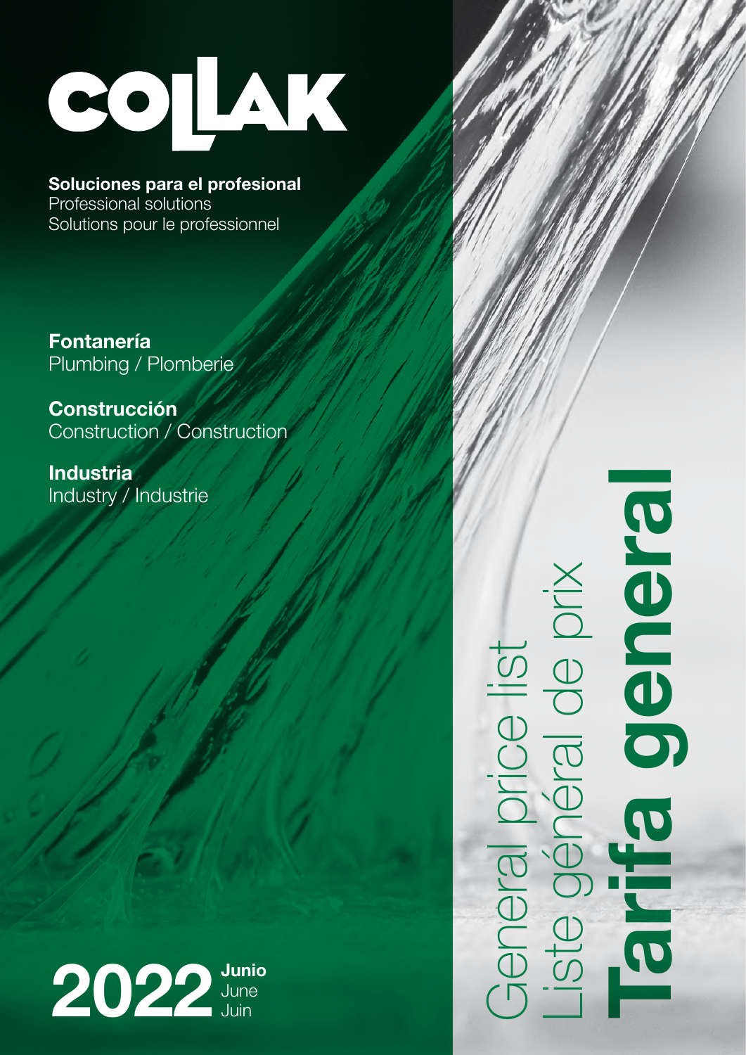# COLLAK

**Soluciones para el profesional**
Professional solutions
Solutions pour le professionnel

**Fontanería**
Plumbing / Plomberie

**Construcción**
Construction / Construction

**Industria**
Industry / Industrie

**2022** **Junio** June Juin

General price list
Liste général de prix
# Tarifa general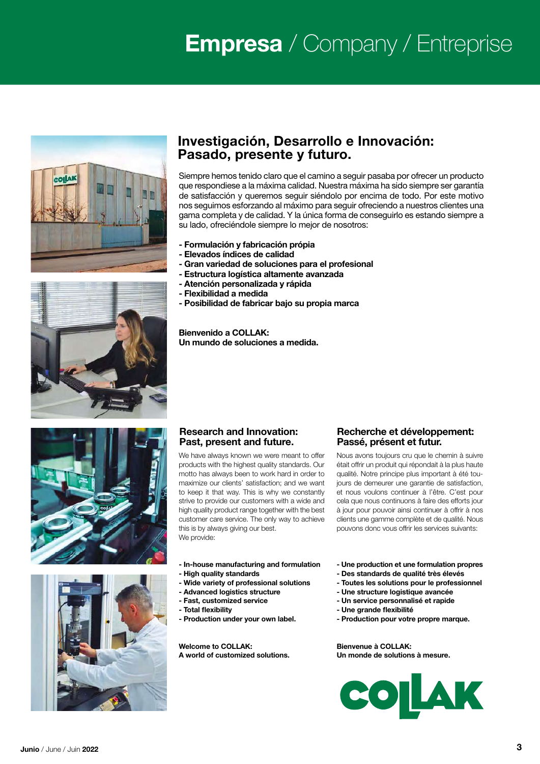# Empresa / Company / Entreprise

## Investigación, Desarrollo e Innovación: Pasado, presente y futuro.

Siempre hemos tenido claro que el camino a seguir pasaba por ofrecer un producto que respondiese a la máxima calidad. Nuestra máxima ha sido siempre ser garantía de satisfacción y queremos seguir siéndolo por encima de todo. Por este motivo nos seguimos esforzando al máximo para seguir ofreciendo a nuestros clientes una gama completa y de calidad. Y la única forma de conseguirlo es estando siempre a su lado, ofreciéndole siempre lo mejor de nosotros:

- **Formulación y fabricación própia**
- **Elevados índices de calidad**
- **Gran variedad de soluciones para el profesional**
- **Estructura logística altamente avanzada**
- **Atención personalizada y rápida**
- **Flexibilidad a medida**
- **Posibilidad de fabricar bajo su propia marca**

**Bienvenido a COLLAK:**
**Un mundo de soluciones a medida.**

## Research and Innovation: Past, present and future.

We have always known we were meant to offer products with the highest quality standards. Our motto has always been to work hard in order to maximize our clients' satisfaction; and we want to keep it that way. This is why we constantly strive to provide our customers with a wide and high quality product range together with the best customer care service. The only way to achieve this is by always giving our best.
We provide:

- **In-house manufacturing and formulation**
- **High quality standards**
- **Wide variety of professional solutions**
- **Advanced logistics structure**
- **Fast, customized service**
- **Total flexibility**
- **Production under your own label.**

**Welcome to COLLAK:**
**A world of customized solutions.**

## Recherche et développement: Passé, présent et futur.

Nous avons toujours cru que le chemin à suivre était offrir un produit qui répondait à la plus haute qualité. Notre principe plus important à été toujours de demeurer une garantie de satisfaction, et nous voulons continuer à l'être. C'est pour cela que nous continuons à faire des efforts jour à jour pour pouvoir ainsi continuer à offrir à nos clients une gamme complète et de qualité. Nous pouvons donc vous offrir les services suivants:

- **Une production et une formulation propres**
- **Des standards de qualité très élevés**
- **Toutes les solutions pour le professionnel**
- **Une structure logistique avancée**
- **Un service personnalisé et rapide**
- **Une grande flexibilité**
- **Production pour votre propre marque.**

**Bienvenue à COLLAK:**
**Un monde de solutions à mesure.**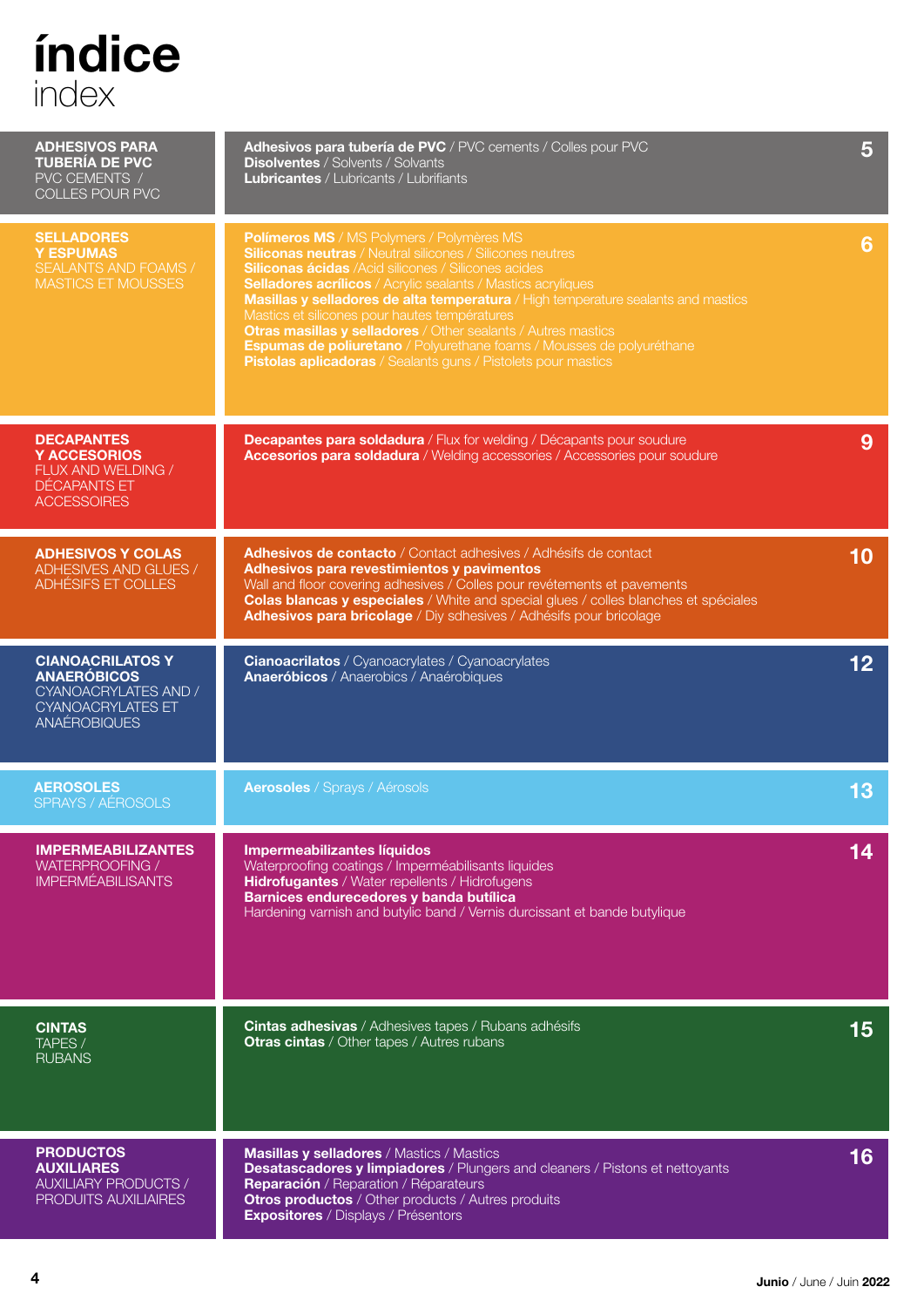# índice
## index

| Sección | Contenido | Página |
|---|---|---|
| **ADHESIVOS PARA TUBERÍA DE PVC** PVC CEMENTS / COLLES POUR PVC | **Adhesivos para tubería de PVC** / PVC cements / Colles pour PVC<br>**Disolventes** / Solvents / Solvants<br>**Lubricantes** / Lubricants / Lubrifiants | 5 |
| **SELLADORES Y ESPUMAS** SEALANTS AND FOAMS / MASTICS ET MOUSSES | **Polímeros MS** / MS Polymers / Polymères MS<br>**Siliconas neutras** / Neutral silicones / Silicones neutres<br>**Siliconas ácidas** /Acid silicones / Silicones acides<br>**Selladores acrílicos** / Acrylic sealants / Mastics acryliques<br>**Masillas y selladores de alta temperatura** / High temperature sealants and mastics Mastics et silicones pour hautes températures<br>**Otras masillas y selladores** / Other sealants / Autres mastics<br>**Espumas de poliuretano** / Polyurethane foams / Mousses de polyuréthane<br>**Pistolas aplicadoras** / Sealants guns / Pistolets pour mastics | 6 |
| **DECAPANTES Y ACCESORIOS** FLUX AND WELDING / DÉCAPANTS ET ACCESSOIRES | **Decapantes para soldadura** / Flux for welding / Décapants pour soudure<br>**Accesorios para soldadura** / Welding accessories / Accessories pour soudure | 9 |
| **ADHESIVOS Y COLAS** ADHESIVES AND GLUES / ADHÉSIFS ET COLLES | **Adhesivos de contacto** / Contact adhesives / Adhésifs de contact<br>**Adhesivos para revestimientos y pavimentos** Wall and floor covering adhesives / Colles pour revétements et pavements<br>**Colas blancas y especiales** / White and special glues / colles blanches et spéciales<br>**Adhesivos para bricolage** / Diy sdhesives / Adhésifs pour bricolage | 10 |
| **CIANOACRILATOS Y ANAERÓBICOS** CYANOACRYLATES AND / CYANOACRYLATES ET ANAÉROBIQUES | **Cianoacrilatos** / Cyanoacrylates / Cyanoacrylates<br>**Anaeróbicos** / Anaerobics / Anaérobiques | 12 |
| **AEROSOLES** SPRAYS / AÉROSOLS | **Aerosoles** / Sprays / Aérosols | 13 |
| **IMPERMEABILIZANTES** WATERPROOFING / IMPERMÉABILISANTS | **Impermeabilizantes líquidos** Waterproofing coatings / Imperméabilisants liquides<br>**Hidrofugantes** / Water repellents / Hidrofugens<br>**Barnices endurecedores y banda butílica** Hardening varnish and butylic band / Vernis durcissant et bande butylique | 14 |
| **CINTAS** TAPES / RUBANS | **Cintas adhesivas** / Adhesives tapes / Rubans adhésifs<br>**Otras cintas** / Other tapes / Autres rubans | 15 |
| **PRODUCTOS AUXILIARES** AUXILIARY PRODUCTS / PRODUITS AUXILIAIRES | **Masillas y selladores** / Mastics / Mastics<br>**Desatascadores y limpiadores** / Plungers and cleaners / Pistons et nettoyants<br>**Reparación** / Reparation / Réparateurs<br>**Otros productos** / Other products / Autres produits<br>**Expositores** / Displays / Présentors | 16 |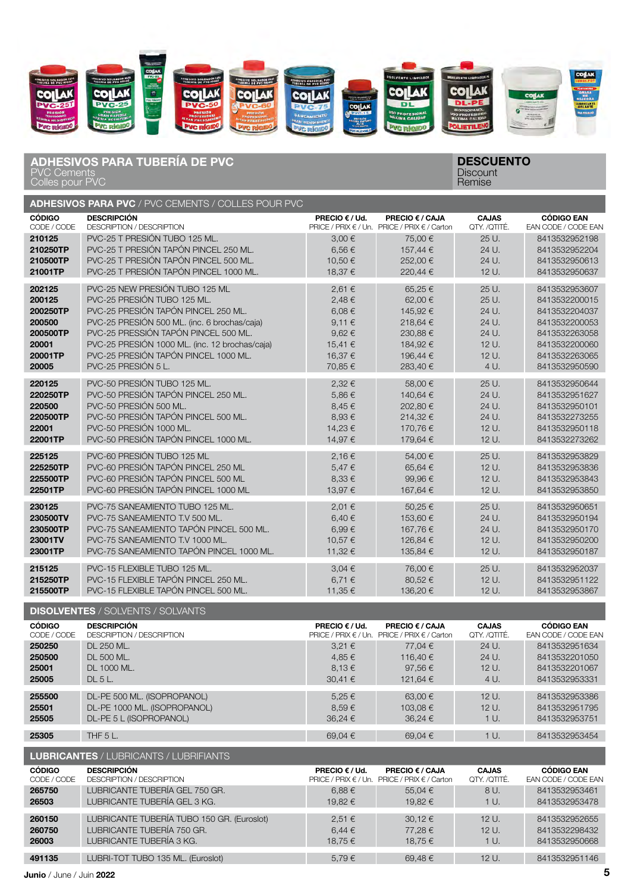## ADHESIVOS PARA TUBERÍA DE PVC
PVC Cements
Colles pour PVC

**DESCUENTO**
Discount
Remise

### ADHESIVOS PARA PVC / PVC CEMENTS / COLLES POUR PVC

| **CÓDIGO** CODE / CODE | **DESCRIPCIÓN** DESCRIPTION / DESCRIPTION | **PRECIO € / Ud.** PRICE / PRIX € / Un. | **PRECIO € / CAJA** PRICE / PRIX € / Carton | **CAJAS** QTY. /QTITÉ. | **CÓDIGO EAN** EAN CODE / CODE EAN |
|---|---|---|---|---|---|
| **210125** | PVC-25 T PRESIÓN TUBO 125 ML. | 3,00 € | 75,00 € | 25 U. | 8413532952198 |
| **210250TP** | PVC-25 T PRESIÓN TAPÓN PINCEL 250 ML. | 6,56 € | 157,44 € | 24 U. | 8413532952204 |
| **210500TP** | PVC-25 T PRESIÓN TAPÓN PINCEL 500 ML. | 10,50 € | 252,00 € | 24 U. | 8413532950613 |
| **21001TP** | PVC-25 T PRESIÓN TAPÓN PINCEL 1000 ML. | 18,37 € | 220,44 € | 12 U. | 8413532950637 |
| **202125** | PVC-25 NEW PRESIÓN TUBO 125 ML | 2,61 € | 65,25 € | 25 U. | 8413532953607 |
| **200125** | PVC-25 PRESIÓN TUBO 125 ML. | 2,48 € | 62,00 € | 25 U. | 8413532200015 |
| **200250TP** | PVC-25 PRESIÓN TAPÓN PINCEL 250 ML. | 6,08 € | 145,92 € | 24 U. | 8413532204037 |
| **200500** | PVC-25 PRESIÓN 500 ML. (inc. 6 brochas/caja) | 9,11 € | 218,64 € | 24 U. | 8413532200053 |
| **200500TP** | PVC-25 PRESSIÓN TAPÓN PINCEL 500 ML. | 9,62 € | 230,88 € | 24 U. | 8413532263058 |
| **20001** | PVC-25 PRESIÓN 1000 ML. (inc. 12 brochas/caja) | 15,41 € | 184,92 € | 12 U. | 8413532200060 |
| **20001TP** | PVC-25 PRESIÓN TAPÓN PINCEL 1000 ML. | 16,37 € | 196,44 € | 12 U. | 8413532263065 |
| **20005** | PVC-25 PRESIÓN 5 L. | 70,85 € | 283,40 € | 4 U. | 8413532950590 |
| **220125** | PVC-50 PRESIÓN TUBO 125 ML. | 2,32 € | 58,00 € | 25 U. | 8413532950644 |
| **220250TP** | PVC-50 PRESIÓN TAPÓN PINCEL 250 ML. | 5,86 € | 140,64 € | 24 U. | 8413532951627 |
| **220500** | PVC-50 PRESIÓN 500 ML. | 8,45 € | 202,80 € | 24 U. | 8413532950101 |
| **220500TP** | PVC-50 PRESIÓN TAPÓN PINCEL 500 ML. | 8,93 € | 214,32 € | 24 U. | 8413532273255 |
| **22001** | PVC-50 PRESIÓN 1000 ML. | 14,23 € | 170,76 € | 12 U. | 8413532950118 |
| **22001TP** | PVC-50 PRESIÓN TAPÓN PINCEL 1000 ML. | 14,97 € | 179,64 € | 12 U. | 8413532273262 |
| **225125** | PVC-60 PRESIÓN TUBO 125 ML | 2,16 € | 54,00 € | 25 U. | 8413532953829 |
| **225250TP** | PVC-60 PRESIÓN TAPÓN PINCEL 250 ML | 5,47 € | 65,64 € | 12 U. | 8413532953836 |
| **225500TP** | PVC-60 PRESIÓN TAPÓN PINCEL 500 ML | 8,33 € | 99,96 € | 12 U. | 8413532953843 |
| **22501TP** | PVC-60 PRESIÓN TAPÓN PINCEL 1000 ML | 13,97 € | 167,64 € | 12 U. | 8413532953850 |
| **230125** | PVC-75 SANEAMIENTO TUBO 125 ML. | 2,01 € | 50,25 € | 25 U. | 8413532950651 |
| **230500TV** | PVC-75 SANEAMIENTO T.V 500 ML. | 6,40 € | 153,60 € | 24 U. | 8413532950194 |
| **230500TP** | PVC-75 SANEAMIENTO TAPÓN PINCEL 500 ML. | 6,99 € | 167,76 € | 24 U. | 8413532950170 |
| **23001TV** | PVC-75 SANEAMIENTO T.V 1000 ML. | 10,57 € | 126,84 € | 12 U. | 8413532950200 |
| **23001TP** | PVC-75 SANEAMIENTO TAPÓN PINCEL 1000 ML. | 11,32 € | 135,84 € | 12 U. | 8413532950187 |
| **215125** | PVC-15 FLEXIBLE TUBO 125 ML. | 3,04 € | 76,00 € | 25 U. | 8413532952037 |
| **215250TP** | PVC-15 FLEXIBLE TAPÓN PINCEL 250 ML. | 6,71 € | 80,52 € | 12 U. | 8413532951122 |
| **215500TP** | PVC-15 FLEXIBLE TAPÓN PINCEL 500 ML. | 11,35 € | 136,20 € | 12 U. | 8413532953867 |

### DISOLVENTES / SOLVENTS / SOLVANTS

| **CÓDIGO** CODE / CODE | **DESCRIPCIÓN** DESCRIPTION / DESCRIPTION | **PRECIO € / Ud.** PRICE / PRIX € / Un. | **PRECIO € / CAJA** PRICE / PRIX € / Carton | **CAJAS** QTY. /QTITÉ. | **CÓDIGO EAN** EAN CODE / CODE EAN |
|---|---|---|---|---|---|
| **250250** | DL 250 ML. | 3,21 € | 77,04 € | 24 U. | 8413532951634 |
| **250500** | DL 500 ML. | 4,85 € | 116,40 € | 24 U. | 8413532201050 |
| **25001** | DL 1000 ML. | 8,13 € | 97,56 € | 12 U. | 8413532201067 |
| **25005** | DL 5 L. | 30,41 € | 121,64 € | 4 U. | 8413532953331 |
| **255500** | DL-PE 500 ML. (ISOPROPANOL) | 5,25 € | 63,00 € | 12 U. | 8413532953386 |
| **25501** | DL-PE 1000 ML. (ISOPROPANOL) | 8,59 € | 103,08 € | 12 U. | 8413532951795 |
| **25505** | DL-PE 5 L (ISOPROPANOL) | 36,24 € | 36,24 € | 1 U. | 8413532953751 |
| **25305** | THF 5 L. | 69,04 € | 69,04 € | 1 U. | 8413532953454 |

### LUBRICANTES / LUBRICANTS / LUBRIFIANTS

| **CÓDIGO** CODE / CODE | **DESCRIPCIÓN** DESCRIPTION / DESCRIPTION | **PRECIO € / Ud.** PRICE / PRIX € / Un. | **PRECIO € / CAJA** PRICE / PRIX € / Carton | **CAJAS** QTY. /QTITÉ. | **CÓDIGO EAN** EAN CODE / CODE EAN |
|---|---|---|---|---|---|
| **265750** | LUBRICANTE TUBERÍA GEL 750 GR. | 6,88 € | 55,04 € | 8 U. | 8413532953461 |
| **26503** | LUBRICANTE TUBERÍA GEL 3 KG. | 19,82 € | 19,82 € | 1 U. | 8413532953478 |
| **260150** | LUBRICANTE TUBERÍA TUBO 150 GR. (Euroslot) | 2,51 € | 30,12 € | 12 U. | 8413532952655 |
| **260750** | LUBRICANTE TUBERÍA 750 GR. | 6,44 € | 77,28 € | 12 U. | 8413532298432 |
| **26003** | LUBRICANTE TUBERÍA 3 KG. | 18,75 € | 18,75 € | 1 U. | 8413532950668 |
| **491135** | LUBRI-TOT TUBO 135 ML. (Euroslot) | 5,79 € | 69,48 € | 12 U. | 8413532951146 |

**Junio** / June / Juin **2022**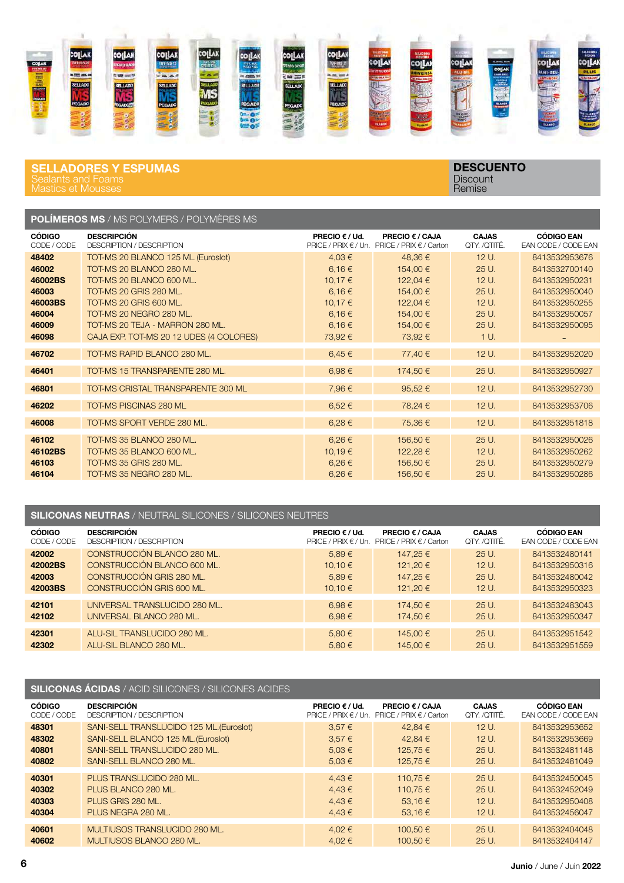## SELLADORES Y ESPUMAS
Sealants and Foams
Mastics et Mousses

**DESCUENTO**
Discount
Remise

### POLÍMEROS MS / MS POLYMERS / POLYMÈRES MS

| CÓDIGO CODE / CODE | DESCRIPCIÓN DESCRIPTION / DESCRIPTION | PRECIO € / Ud. PRICE / PRIX € / Un. | PRECIO € / CAJA PRICE / PRIX € / Carton | CAJAS QTY. /QTITÉ. | CÓDIGO EAN EAN CODE / CODE EAN |
|---|---|---|---|---|---|
| 48402 | TOT-MS 20 BLANCO 125 ML (Euroslot) | 4,03 € | 48,36 € | 12 U. | 8413532953676 |
| 46002 | TOT-MS 20 BLANCO 280 ML. | 6,16 € | 154,00 € | 25 U. | 8413532700140 |
| 46002BS | TOT-MS 20 BLANCO 600 ML. | 10,17 € | 122,04 € | 12 U. | 8413532950231 |
| 46003 | TOT-MS 20 GRIS 280 ML. | 6,16 € | 154,00 € | 25 U. | 8413532950040 |
| 46003BS | TOT-MS 20 GRIS 600 ML. | 10,17 € | 122,04 € | 12 U. | 8413532950255 |
| 46004 | TOT-MS 20 NEGRO 280 ML. | 6,16 € | 154,00 € | 25 U. | 8413532950057 |
| 46009 | TOT-MS 20 TEJA - MARRON 280 ML. | 6,16 € | 154,00 € | 25 U. | 8413532950095 |
| 46098 | CAJA EXP. TOT-MS 20 12 UDES (4 COLORES) | 73,92 € | 73,92 € | 1 U. | - |
| 46702 | TOT-MS RAPID BLANCO 280 ML. | 6,45 € | 77,40 € | 12 U. | 8413532952020 |
| 46401 | TOT-MS 15 TRANSPARENTE 280 ML. | 6,98 € | 174,50 € | 25 U. | 8413532950927 |
| 46801 | TOT-MS CRISTAL TRANSPARENTE 300 ML | 7,96 € | 95,52 € | 12 U. | 8413532952730 |
| 46202 | TOT-MS PISCINAS 280 ML | 6,52 € | 78,24 € | 12 U. | 8413532953706 |
| 46008 | TOT-MS SPORT VERDE 280 ML. | 6,28 € | 75,36 € | 12 U. | 8413532951818 |
| 46102 | TOT-MS 35 BLANCO 280 ML. | 6,26 € | 156,50 € | 25 U. | 8413532950026 |
| 46102BS | TOT-MS 35 BLANCO 600 ML. | 10,19 € | 122,28 € | 12 U. | 8413532950262 |
| 46103 | TOT-MS 35 GRIS 280 ML. | 6,26 € | 156,50 € | 25 U. | 8413532950279 |
| 46104 | TOT-MS 35 NEGRO 280 ML. | 6,26 € | 156,50 € | 25 U. | 8413532950286 |

### SILICONAS NEUTRAS / NEUTRAL SILICONES / SILICONES NEUTRES

| CÓDIGO CODE / CODE | DESCRIPCIÓN DESCRIPTION / DESCRIPTION | PRECIO € / Ud. PRICE / PRIX € / Un. | PRECIO € / CAJA PRICE / PRIX € / Carton | CAJAS QTY. /QTITÉ. | CÓDIGO EAN EAN CODE / CODE EAN |
|---|---|---|---|---|---|
| 42002 | CONSTRUCCIÓN BLANCO 280 ML. | 5,89 € | 147,25 € | 25 U. | 8413532480141 |
| 42002BS | CONSTRUCCIÓN BLANCO 600 ML. | 10,10 € | 121,20 € | 12 U. | 8413532950316 |
| 42003 | CONSTRUCCIÓN GRIS 280 ML. | 5,89 € | 147,25 € | 25 U. | 8413532480042 |
| 42003BS | CONSTRUCCIÓN GRIS 600 ML. | 10,10 € | 121,20 € | 12 U. | 8413532950323 |
| 42101 | UNIVERSAL TRANSLUCIDO 280 ML. | 6,98 € | 174,50 € | 25 U. | 8413532483043 |
| 42102 | UNIVERSAL BLANCO 280 ML. | 6,98 € | 174,50 € | 25 U. | 8413532950347 |
| 42301 | ALU-SIL TRANSLUCIDO 280 ML. | 5,80 € | 145,00 € | 25 U. | 8413532951542 |
| 42302 | ALU-SIL BLANCO 280 ML. | 5,80 € | 145,00 € | 25 U. | 8413532951559 |

### SILICONAS ÁCIDAS / ACID SILICONES / SILICONES ACIDES

| CÓDIGO CODE / CODE | DESCRIPCIÓN DESCRIPTION / DESCRIPTION | PRECIO € / Ud. PRICE / PRIX € / Un. | PRECIO € / CAJA PRICE / PRIX € / Carton | CAJAS QTY. /QTITÉ. | CÓDIGO EAN EAN CODE / CODE EAN |
|---|---|---|---|---|---|
| 48301 | SANI-SELL TRANSLUCIDO 125 ML.(Euroslot) | 3,57 € | 42,84 € | 12 U. | 8413532953652 |
| 48302 | SANI-SELL BLANCO 125 ML.(Euroslot) | 3,57 € | 42,84 € | 12 U. | 8413532953669 |
| 40801 | SANI-SELL TRANSLUCIDO 280 ML. | 5,03 € | 125,75 € | 25 U. | 8413532481148 |
| 40802 | SANI-SELL BLANCO 280 ML. | 5,03 € | 125,75 € | 25 U. | 8413532481049 |
| 40301 | PLUS TRANSLUCIDO 280 ML. | 4,43 € | 110,75 € | 25 U. | 8413532450045 |
| 40302 | PLUS BLANCO 280 ML. | 4,43 € | 110,75 € | 25 U. | 8413532452049 |
| 40303 | PLUS GRIS 280 ML. | 4,43 € | 53,16 € | 12 U. | 8413532950408 |
| 40304 | PLUS NEGRA 280 ML. | 4,43 € | 53,16 € | 12 U. | 8413532456047 |
| 40601 | MULTIUSOS TRANSLUCIDO 280 ML. | 4,02 € | 100,50 € | 25 U. | 8413532404048 |
| 40602 | MULTIUSOS BLANCO 280 ML. | 4,02 € | 100,50 € | 25 U. | 8413532404147 |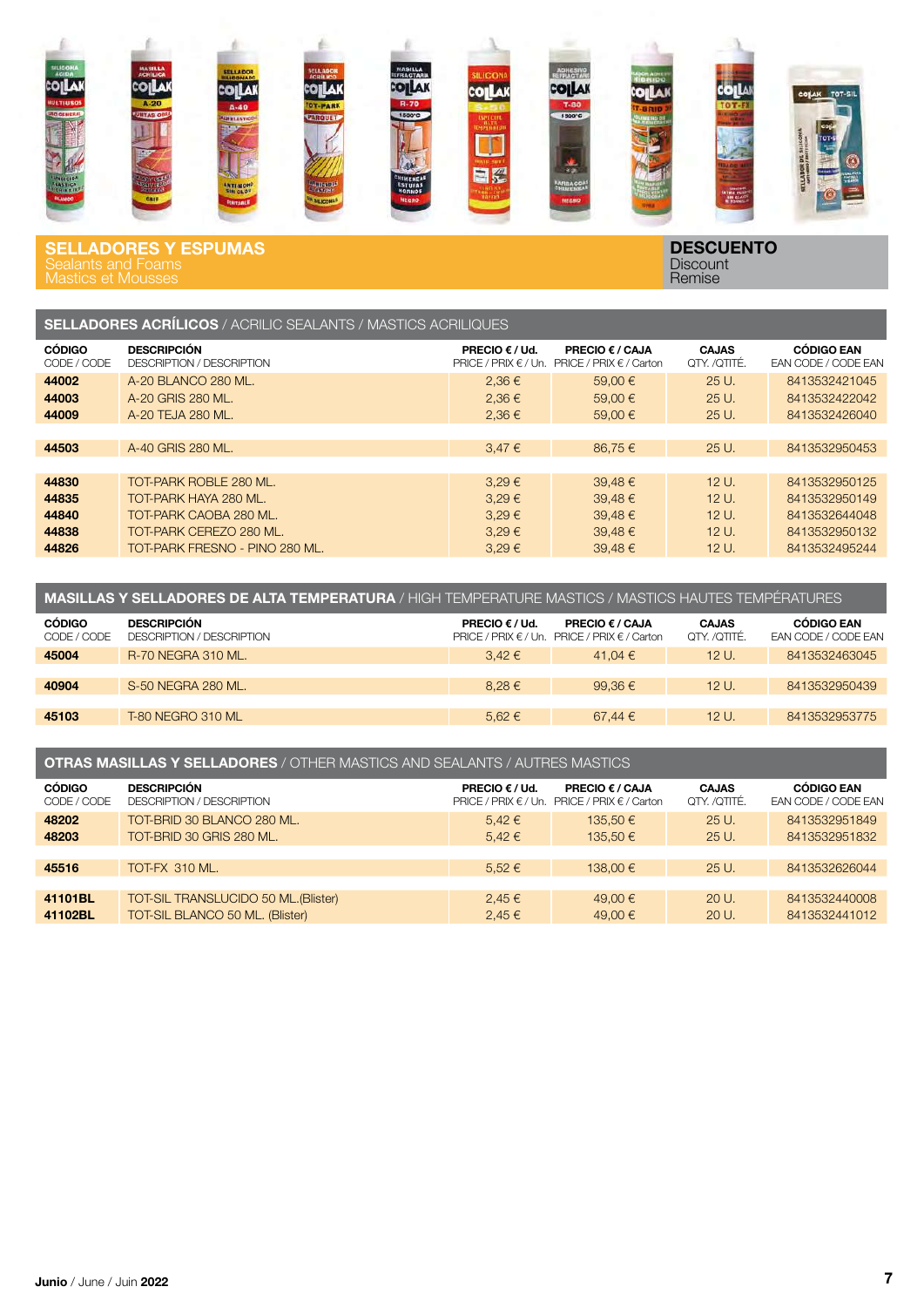# SELLADORES Y ESPUMAS
Sealants and Foams
Mastics et Mousses

**DESCUENTO**
Discount
Remise

## SELLADORES ACRÍLICOS / ACRILIC SEALANTS / MASTICS ACRILIQUES

| **CÓDIGO** CODE / CODE | **DESCRIPCIÓN** DESCRIPTION / DESCRIPTION | **PRECIO € / Ud.** PRICE / PRIX € / Un. | **PRECIO € / CAJA** PRICE / PRIX € / Carton | **CAJAS** QTY. /QTITÉ. | **CÓDIGO EAN** EAN CODE / CODE EAN |
|---|---|---|---|---|---|
| **44002** | A-20 BLANCO 280 ML. | 2,36 € | 59,00 € | 25 U. | 8413532421045 |
| **44003** | A-20 GRIS 280 ML. | 2,36 € | 59,00 € | 25 U. | 8413532422042 |
| **44009** | A-20 TEJA 280 ML. | 2,36 € | 59,00 € | 25 U. | 8413532426040 |
| **44503** | A-40 GRIS 280 ML. | 3,47 € | 86,75 € | 25 U. | 8413532950453 |
| **44830** | TOT-PARK ROBLE 280 ML. | 3,29 € | 39,48 € | 12 U. | 8413532950125 |
| **44835** | TOT-PARK HAYA 280 ML. | 3,29 € | 39,48 € | 12 U. | 8413532950149 |
| **44840** | TOT-PARK CAOBA 280 ML. | 3,29 € | 39,48 € | 12 U. | 8413532644048 |
| **44838** | TOT-PARK CEREZO 280 ML. | 3,29 € | 39,48 € | 12 U. | 8413532950132 |
| **44826** | TOT-PARK FRESNO - PINO 280 ML. | 3,29 € | 39,48 € | 12 U. | 8413532495244 |

## MASILLAS Y SELLADORES DE ALTA TEMPERATURA / HIGH TEMPERATURE MASTICS / MASTICS HAUTES TEMPÉRATURES

| **CÓDIGO** CODE / CODE | **DESCRIPCIÓN** DESCRIPTION / DESCRIPTION | **PRECIO € / Ud.** PRICE / PRIX € / Un. | **PRECIO € / CAJA** PRICE / PRIX € / Carton | **CAJAS** QTY. /QTITÉ. | **CÓDIGO EAN** EAN CODE / CODE EAN |
|---|---|---|---|---|---|
| **45004** | R-70 NEGRA 310 ML. | 3,42 € | 41,04 € | 12 U. | 8413532463045 |
| **40904** | S-50 NEGRA 280 ML. | 8,28 € | 99,36 € | 12 U. | 8413532950439 |
| **45103** | T-80 NEGRO 310 ML | 5,62 € | 67,44 € | 12 U. | 8413532953775 |

## OTRAS MASILLAS Y SELLADORES / OTHER MASTICS AND SEALANTS / AUTRES MASTICS

| **CÓDIGO** CODE / CODE | **DESCRIPCIÓN** DESCRIPTION / DESCRIPTION | **PRECIO € / Ud.** PRICE / PRIX € / Un. | **PRECIO € / CAJA** PRICE / PRIX € / Carton | **CAJAS** QTY. /QTITÉ. | **CÓDIGO EAN** EAN CODE / CODE EAN |
|---|---|---|---|---|---|
| **48202** | TOT-BRID 30 BLANCO 280 ML. | 5,42 € | 135,50 € | 25 U. | 8413532951849 |
| **48203** | TOT-BRID 30 GRIS 280 ML. | 5,42 € | 135,50 € | 25 U. | 8413532951832 |
| **45516** | TOT-FX 310 ML. | 5,52 € | 138,00 € | 25 U. | 8413532626044 |
| **41101BL** | TOT-SIL TRANSLUCIDO 50 ML.(Blister) | 2,45 € | 49,00 € | 20 U. | 8413532440008 |
| **41102BL** | TOT-SIL BLANCO 50 ML. (Blister) | 2,45 € | 49,00 € | 20 U. | 8413532441012 |

**Junio** / June / Juin **2022**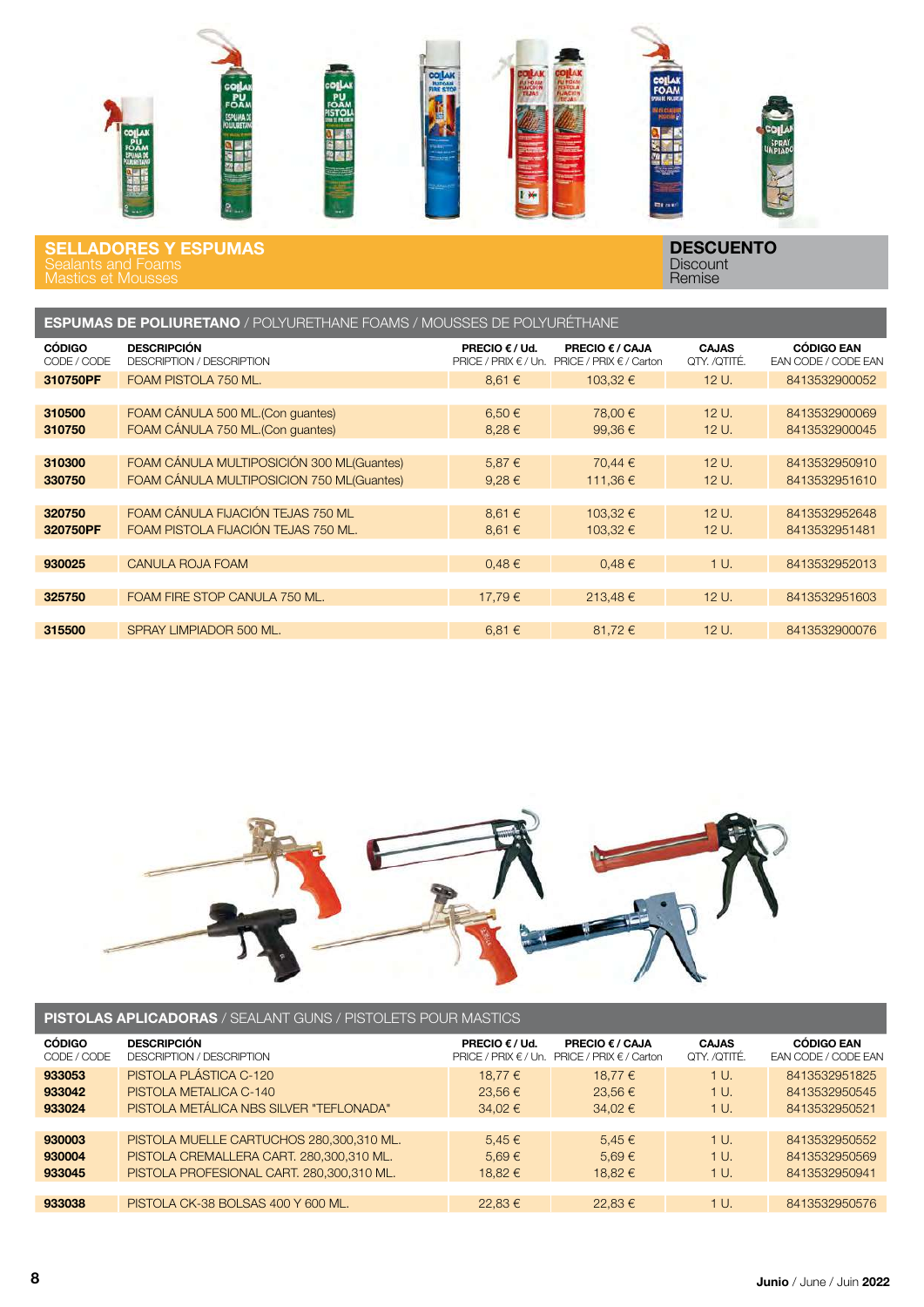## SELLADORES Y ESPUMAS
Sealants and Foams
Mastics et Mousses

**DESCUENTO**
Discount
Remise

### ESPUMAS DE POLIURETANO / POLYURETHANE FOAMS / MOUSSES DE POLYURÉTHANE

| CÓDIGO CODE / CODE | DESCRIPCIÓN DESCRIPTION / DESCRIPTION | PRECIO € / Ud. PRICE / PRIX € / Un. | PRECIO € / CAJA PRICE / PRIX € / Carton | CAJAS QTY. /QTITÉ. | CÓDIGO EAN EAN CODE / CODE EAN |
|---|---|---|---|---|---|
| **310750PF** | FOAM PISTOLA 750 ML. | 8,61 € | 103,32 € | 12 U. | 8413532900052 |
| **310500** | FOAM CÁNULA 500 ML.(Con guantes) | 6,50 € | 78,00 € | 12 U. | 8413532900069 |
| **310750** | FOAM CÁNULA 750 ML.(Con guantes) | 8,28 € | 99,36 € | 12 U. | 8413532900045 |
| **310300** | FOAM CÁNULA MULTIPOSICIÓN 300 ML(Guantes) | 5,87 € | 70,44 € | 12 U. | 8413532950910 |
| **330750** | FOAM CÁNULA MULTIPOSICION 750 ML(Guantes) | 9,28 € | 111,36 € | 12 U. | 8413532951610 |
| **320750** | FOAM CÁNULA FIJACIÓN TEJAS 750 ML | 8,61 € | 103,32 € | 12 U. | 8413532952648 |
| **320750PF** | FOAM PISTOLA FIJACIÓN TEJAS 750 ML. | 8,61 € | 103,32 € | 12 U. | 8413532951481 |
| **930025** | CANULA ROJA FOAM | 0,48 € | 0,48 € | 1 U. | 8413532952013 |
| **325750** | FOAM FIRE STOP CANULA 750 ML. | 17,79 € | 213,48 € | 12 U. | 8413532951603 |
| **315500** | SPRAY LIMPIADOR 500 ML. | 6,81 € | 81,72 € | 12 U. | 8413532900076 |

### PISTOLAS APLICADORAS / SEALANT GUNS / PISTOLETS POUR MASTICS

| CÓDIGO CODE / CODE | DESCRIPCIÓN DESCRIPTION / DESCRIPTION | PRECIO € / Ud. PRICE / PRIX € / Un. | PRECIO € / CAJA PRICE / PRIX € / Carton | CAJAS QTY. /QTITÉ. | CÓDIGO EAN EAN CODE / CODE EAN |
|---|---|---|---|---|---|
| **933053** | PISTOLA PLÁSTICA C-120 | 18,77 € | 18,77 € | 1 U. | 8413532951825 |
| **933042** | PISTOLA METALICA C-140 | 23,56 € | 23,56 € | 1 U. | 8413532950545 |
| **933024** | PISTOLA METÁLICA NBS SILVER "TEFLONADA" | 34,02 € | 34,02 € | 1 U. | 8413532950521 |
| **930003** | PISTOLA MUELLE CARTUCHOS 280,300,310 ML. | 5,45 € | 5,45 € | 1 U. | 8413532950552 |
| **930004** | PISTOLA CREMALLERA CART. 280,300,310 ML. | 5,69 € | 5,69 € | 1 U. | 8413532950569 |
| **933045** | PISTOLA PROFESIONAL CART. 280,300,310 ML. | 18,82 € | 18,82 € | 1 U. | 8413532950941 |
| **933038** | PISTOLA CK-38 BOLSAS 400 Y 600 ML. | 22,83 € | 22,83 € | 1 U. | 8413532950576 |

**Junio** / June / Juin **2022**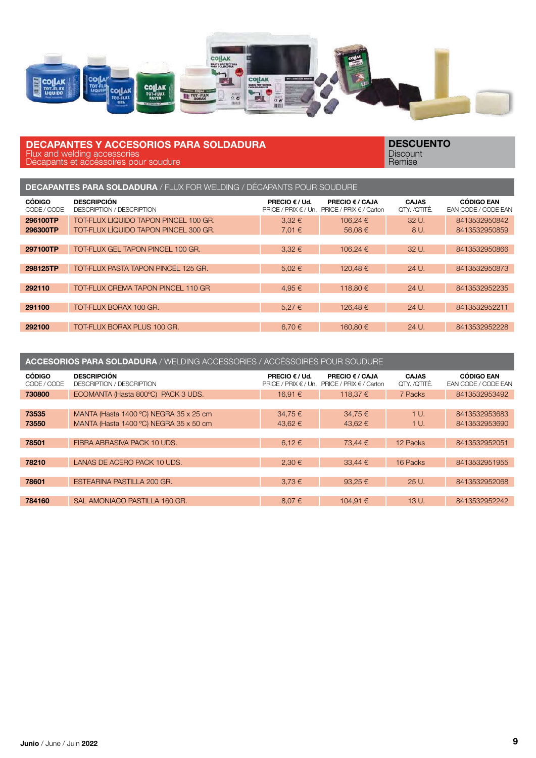## DECAPANTES Y ACCESORIOS PARA SOLDADURA

Flux and welding accessories
Décapants et accéssoires pour soudure

**DESCUENTO**
Discount
Remise

### DECAPANTES PARA SOLDADURA / FLUX FOR WELDING / DÉCAPANTS POUR SOUDURE

| **CÓDIGO** CODE / CODE | **DESCRIPCIÓN** DESCRIPTION / DESCRIPTION | **PRECIO € / Ud.** PRICE / PRIX € / Un. | **PRECIO € / CAJA** PRICE / PRIX € / Carton | **CAJAS** QTY. /QTITÉ. | **CÓDIGO EAN** EAN CODE / CODE EAN |
|---|---|---|---|---|---|
| **296100TP** | TOT-FLUX LIQUIDO TAPON PINCEL 100 GR. | 3,32 € | 106,24 € | 32 U. | 8413532950842 |
| **296300TP** | TOT-FLUX LÍQUIDO TAPON PINCEL 300 GR. | 7,01 € | 56,08 € | 8 U. | 8413532950859 |
| **297100TP** | TOT-FLUX GEL TAPON PINCEL 100 GR. | 3,32 € | 106,24 € | 32 U. | 8413532950866 |
| **298125TP** | TOT-FLUX PASTA TAPON PINCEL 125 GR. | 5,02 € | 120,48 € | 24 U. | 8413532950873 |
| **292110** | TOT-FLUX CREMA TAPON PINCEL 110 GR | 4,95 € | 118,80 € | 24 U. | 8413532952235 |
| **291100** | TOT-FLUX BORAX 100 GR. | 5,27 € | 126,48 € | 24 U. | 8413532952211 |
| **292100** | TOT-FLUX BORAX PLUS 100 GR. | 6,70 € | 160,80 € | 24 U. | 8413532952228 |

### ACCESORIOS PARA SOLDADURA / WELDING ACCESSORIES / ACCÉSSOIRES POUR SOUDURE

| **CÓDIGO** CODE / CODE | **DESCRIPCIÓN** DESCRIPTION / DESCRIPTION | **PRECIO € / Ud.** PRICE / PRIX € / Un. | **PRECIO € / CAJA** PRICE / PRIX € / Carton | **CAJAS** QTY. /QTITÉ. | **CÓDIGO EAN** EAN CODE / CODE EAN |
|---|---|---|---|---|---|
| **730800** | ECOMANTA (Hasta 800ºC) PACK 3 UDS. | 16,91 € | 118,37 € | 7 Packs | 8413532953492 |
| **73535** | MANTA (Hasta 1400 ºC) NEGRA 35 x 25 cm | 34,75 € | 34,75 € | 1 U. | 8413532953683 |
| **73550** | MANTA (Hasta 1400 ºC) NEGRA 35 x 50 cm | 43,62 € | 43,62 € | 1 U. | 8413532953690 |
| **78501** | FIBRA ABRASIVA PACK 10 UDS. | 6,12 € | 73,44 € | 12 Packs | 8413532952051 |
| **78210** | LANAS DE ACERO PACK 10 UDS. | 2,30 € | 33,44 € | 16 Packs | 8413532951955 |
| **78601** | ESTEARINA PASTILLA 200 GR. | 3,73 € | 93,25 € | 25 U. | 8413532952068 |
| **784160** | SAL AMONIACO PASTILLA 160 GR. | 8,07 € | 104,91 € | 13 U. | 8413532952242 |

**Junio** / June / Juin **2022**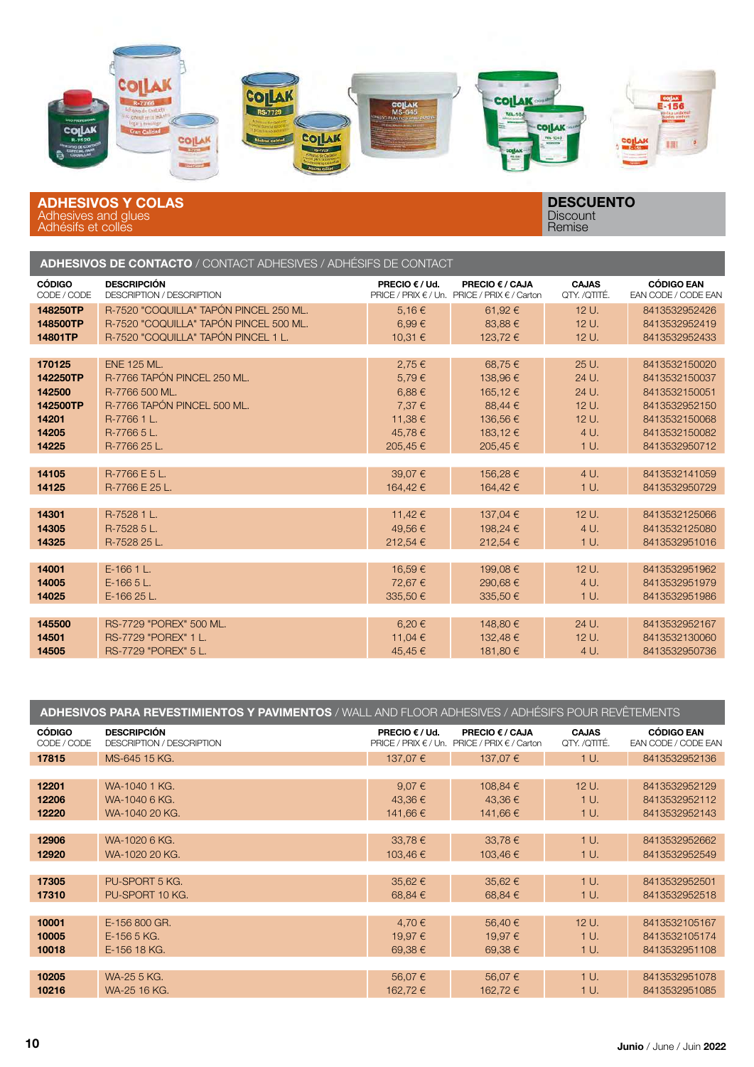## ADHESIVOS Y COLAS
Adhesives and glues
Adhésifs et colles

**DESCUENTO**
Discount
Remise

### ADHESIVOS DE CONTACTO / CONTACT ADHESIVES / ADHÉSIFS DE CONTACT

| CÓDIGO CODE / CODE | DESCRIPCIÓN DESCRIPTION / DESCRIPTION | PRECIO € / Ud. PRICE / PRIX € / Un. | PRECIO € / CAJA PRICE / PRIX € / Carton | CAJAS QTY. /QTITÉ. | CÓDIGO EAN EAN CODE / CODE EAN |
|---|---|---|---|---|---|
| **148250TP** | R-7520 "COQUILLA" TAPÓN PINCEL 250 ML. | 5,16 € | 61,92 € | 12 U. | 8413532952426 |
| **148500TP** | R-7520 "COQUILLA" TAPÓN PINCEL 500 ML. | 6,99 € | 83,88 € | 12 U. | 8413532952419 |
| **14801TP** | R-7520 "COQUILLA" TAPÓN PINCEL 1 L. | 10,31 € | 123,72 € | 12 U. | 8413532952433 |
| | | | | | |
| **170125** | ENE 125 ML. | 2,75 € | 68,75 € | 25 U. | 8413532150020 |
| **142250TP** | R-7766 TAPÓN PINCEL 250 ML. | 5,79 € | 138,96 € | 24 U. | 8413532150037 |
| **142500** | R-7766 500 ML. | 6,88 € | 165,12 € | 24 U. | 8413532150051 |
| **142500TP** | R-7766 TAPÓN PINCEL 500 ML. | 7,37 € | 88,44 € | 12 U. | 8413532952150 |
| **14201** | R-7766 1 L. | 11,38 € | 136,56 € | 12 U. | 8413532150068 |
| **14205** | R-7766 5 L. | 45,78 € | 183,12 € | 4 U. | 8413532150082 |
| **14225** | R-7766 25 L. | 205,45 € | 205,45 € | 1 U. | 8413532950712 |
| | | | | | |
| **14105** | R-7766 E 5 L. | 39,07 € | 156,28 € | 4 U. | 8413532141059 |
| **14125** | R-7766 E 25 L. | 164,42 € | 164,42 € | 1 U. | 8413532950729 |
| | | | | | |
| **14301** | R-7528 1 L. | 11,42 € | 137,04 € | 12 U. | 8413532125066 |
| **14305** | R-7528 5 L. | 49,56 € | 198,24 € | 4 U. | 8413532125080 |
| **14325** | R-7528 25 L. | 212,54 € | 212,54 € | 1 U. | 8413532951016 |
| | | | | | |
| **14001** | E-166 1 L. | 16,59 € | 199,08 € | 12 U. | 8413532951962 |
| **14005** | E-166 5 L. | 72,67 € | 290,68 € | 4 U. | 8413532951979 |
| **14025** | E-166 25 L. | 335,50 € | 335,50 € | 1 U. | 8413532951986 |
| | | | | | |
| **145500** | RS-7729 "POREX" 500 ML. | 6,20 € | 148,80 € | 24 U. | 8413532952167 |
| **14501** | RS-7729 "POREX" 1 L. | 11,04 € | 132,48 € | 12 U. | 8413532130060 |
| **14505** | RS-7729 "POREX" 5 L. | 45,45 € | 181,80 € | 4 U. | 8413532950736 |

### ADHESIVOS PARA REVESTIMIENTOS Y PAVIMENTOS / WALL AND FLOOR ADHESIVES / ADHÉSIFS POUR REVÊTEMENTS

| CÓDIGO CODE / CODE | DESCRIPCIÓN DESCRIPTION / DESCRIPTION | PRECIO € / Ud. PRICE / PRIX € / Un. | PRECIO € / CAJA PRICE / PRIX € / Carton | CAJAS QTY. /QTITÉ. | CÓDIGO EAN EAN CODE / CODE EAN |
|---|---|---|---|---|---|
| **17815** | MS-645 15 KG. | 137,07 € | 137,07 € | 1 U. | 8413532952136 |
| | | | | | |
| **12201** | WA-1040 1 KG. | 9,07 € | 108,84 € | 12 U. | 8413532952129 |
| **12206** | WA-1040 6 KG. | 43,36 € | 43,36 € | 1 U. | 8413532952112 |
| **12220** | WA-1040 20 KG. | 141,66 € | 141,66 € | 1 U. | 8413532952143 |
| | | | | | |
| **12906** | WA-1020 6 KG. | 33,78 € | 33,78 € | 1 U. | 8413532952662 |
| **12920** | WA-1020 20 KG. | 103,46 € | 103,46 € | 1 U. | 8413532952549 |
| | | | | | |
| **17305** | PU-SPORT 5 KG. | 35,62 € | 35,62 € | 1 U. | 8413532952501 |
| **17310** | PU-SPORT 10 KG. | 68,84 € | 68,84 € | 1 U. | 8413532952518 |
| | | | | | |
| **10001** | E-156 800 GR. | 4,70 € | 56,40 € | 12 U. | 8413532105167 |
| **10005** | E-156 5 KG. | 19,97 € | 19,97 € | 1 U. | 8413532105174 |
| **10018** | E-156 18 KG. | 69,38 € | 69,38 € | 1 U. | 8413532951108 |
| | | | | | |
| **10205** | WA-25 5 KG. | 56,07 € | 56,07 € | 1 U. | 8413532951078 |
| **10216** | WA-25 16 KG. | 162,72 € | 162,72 € | 1 U. | 8413532951085 |

**Junio** / June / Juin **2022**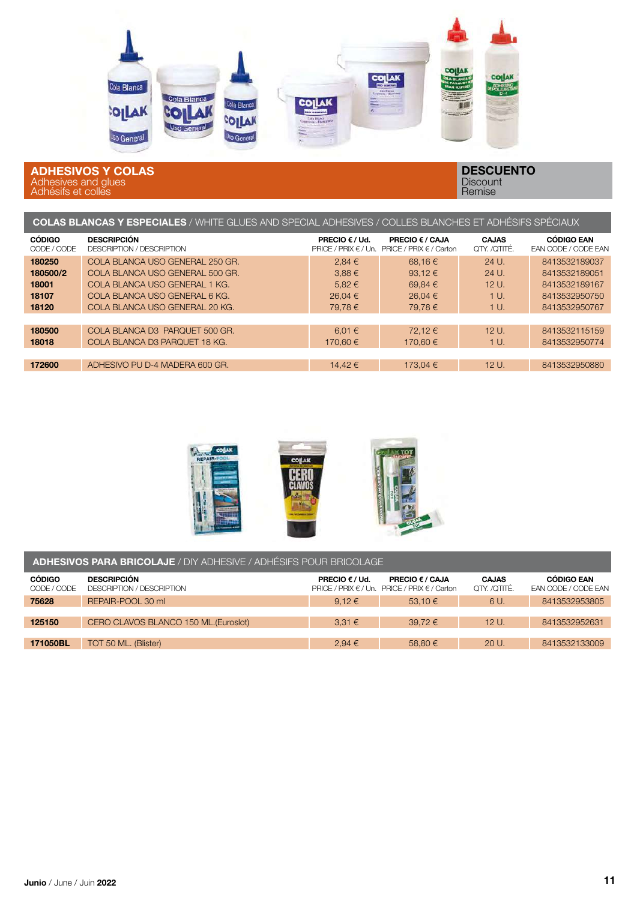## ADHESIVOS Y COLAS
Adhesives and glues
Adhésifs et colles

**DESCUENTO**
Discount
Remise

### COLAS BLANCAS Y ESPECIALES / WHITE GLUES AND SPECIAL ADHESIVES / COLLES BLANCHES ET ADHÉSIFS SPÉCIAUX

| **CÓDIGO** CODE / CODE | **DESCRIPCIÓN** DESCRIPTION / DESCRIPTION | **PRECIO € / Ud.** PRICE / PRIX € / Un. | **PRECIO € / CAJA** PRICE / PRIX € / Carton | **CAJAS** QTY. /QTITÉ. | **CÓDIGO EAN** EAN CODE / CODE EAN |
|---|---|---|---|---|---|
| **180250** | COLA BLANCA USO GENERAL 250 GR. | 2,84 € | 68,16 € | 24 U. | 8413532189037 |
| **180500/2** | COLA BLANCA USO GENERAL 500 GR. | 3,88 € | 93,12 € | 24 U. | 8413532189051 |
| **18001** | COLA BLANCA USO GENERAL 1 KG. | 5,82 € | 69,84 € | 12 U. | 8413532189167 |
| **18107** | COLA BLANCA USO GENERAL 6 KG. | 26,04 € | 26,04 € | 1 U. | 8413532950750 |
| **18120** | COLA BLANCA USO GENERAL 20 KG. | 79,78 € | 79,78 € | 1 U. | 8413532950767 |
| **180500** | COLA BLANCA D3 PARQUET 500 GR. | 6,01 € | 72,12 € | 12 U. | 8413532115159 |
| **18018** | COLA BLANCA D3 PARQUET 18 KG. | 170,60 € | 170,60 € | 1 U. | 8413532950774 |
| **172600** | ADHESIVO PU D-4 MADERA 600 GR. | 14,42 € | 173,04 € | 12 U. | 8413532950880 |

### ADHESIVOS PARA BRICOLAJE / DIY ADHESIVE / ADHÉSIFS POUR BRICOLAGE

| **CÓDIGO** CODE / CODE | **DESCRIPCIÓN** DESCRIPTION / DESCRIPTION | **PRECIO € / Ud.** PRICE / PRIX € / Un. | **PRECIO € / CAJA** PRICE / PRIX € / Carton | **CAJAS** QTY. /QTITÉ. | **CÓDIGO EAN** EAN CODE / CODE EAN |
|---|---|---|---|---|---|
| **75628** | REPAIR-POOL 30 ml | 9,12 € | 53,10 € | 6 U. | 8413532953805 |
| **125150** | CERO CLAVOS BLANCO 150 ML.(Euroslot) | 3,31 € | 39,72 € | 12 U. | 8413532952631 |
| **171050BL** | TOT 50 ML. (Blister) | 2,94 € | 58,80 € | 20 U. | 8413532133009 |

**Junio** / June / Juin **2022**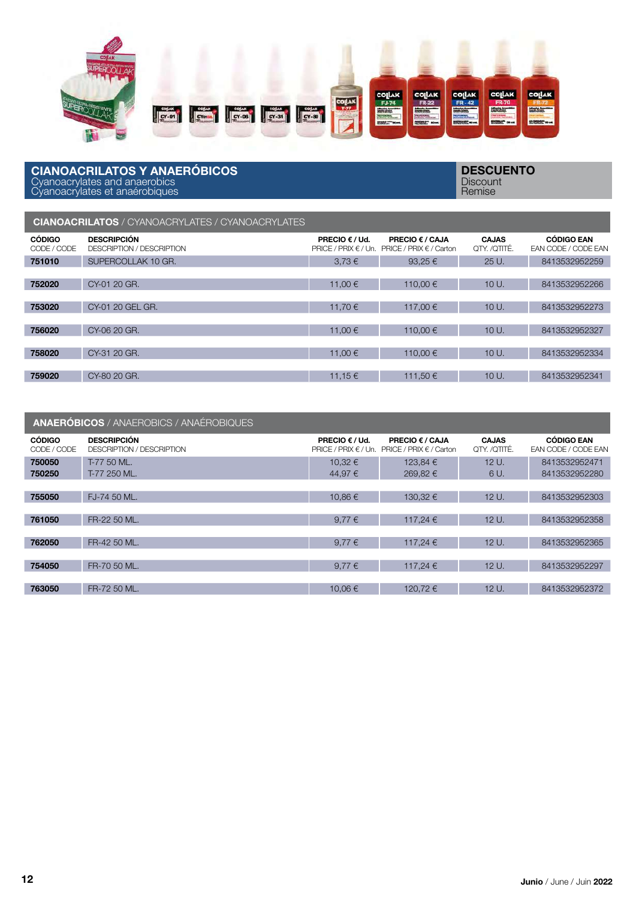## CIANOACRILATOS Y ANAERÓBICOS
Cyanoacrylates and anaerobics
Cyanoacrylates et anaérobiques

**DESCUENTO**
Discount
Remise

### CIANOACRILATOS / CYANOACRYLATES / CYANOACRYLATES

| CÓDIGO CODE / CODE | DESCRIPCIÓN DESCRIPTION / DESCRIPTION | PRECIO € / Ud. PRICE / PRIX € / Un. | PRECIO € / CAJA PRICE / PRIX € / Carton | CAJAS QTY. /QTITÉ. | CÓDIGO EAN EAN CODE / CODE EAN |
|---|---|---|---|---|---|
| **751010** | SUPERCOLLAK 10 GR. | 3,73 € | 93,25 € | 25 U. | 8413532952259 |
| **752020** | CY-01 20 GR. | 11,00 € | 110,00 € | 10 U. | 8413532952266 |
| **753020** | CY-01 20 GEL GR. | 11,70 € | 117,00 € | 10 U. | 8413532952273 |
| **756020** | CY-06 20 GR. | 11,00 € | 110,00 € | 10 U. | 8413532952327 |
| **758020** | CY-31 20 GR. | 11,00 € | 110,00 € | 10 U. | 8413532952334 |
| **759020** | CY-80 20 GR. | 11,15 € | 111,50 € | 10 U. | 8413532952341 |

### ANAERÓBICOS / ANAEROBICS / ANAÉROBIQUES

| CÓDIGO CODE / CODE | DESCRIPCIÓN DESCRIPTION / DESCRIPTION | PRECIO € / Ud. PRICE / PRIX € / Un. | PRECIO € / CAJA PRICE / PRIX € / Carton | CAJAS QTY. /QTITÉ. | CÓDIGO EAN EAN CODE / CODE EAN |
|---|---|---|---|---|---|
| **750050** | T-77 50 ML. | 10,32 € | 123,84 € | 12 U. | 8413532952471 |
| **750250** | T-77 250 ML. | 44,97 € | 269,82 € | 6 U. | 8413532952280 |
| **755050** | FJ-74 50 ML. | 10,86 € | 130,32 € | 12 U. | 8413532952303 |
| **761050** | FR-22 50 ML. | 9,77 € | 117,24 € | 12 U. | 8413532952358 |
| **762050** | FR-42 50 ML. | 9,77 € | 117,24 € | 12 U. | 8413532952365 |
| **754050** | FR-70 50 ML. | 9,77 € | 117,24 € | 12 U. | 8413532952297 |
| **763050** | FR-72 50 ML. | 10,06 € | 120,72 € | 12 U. | 8413532952372 |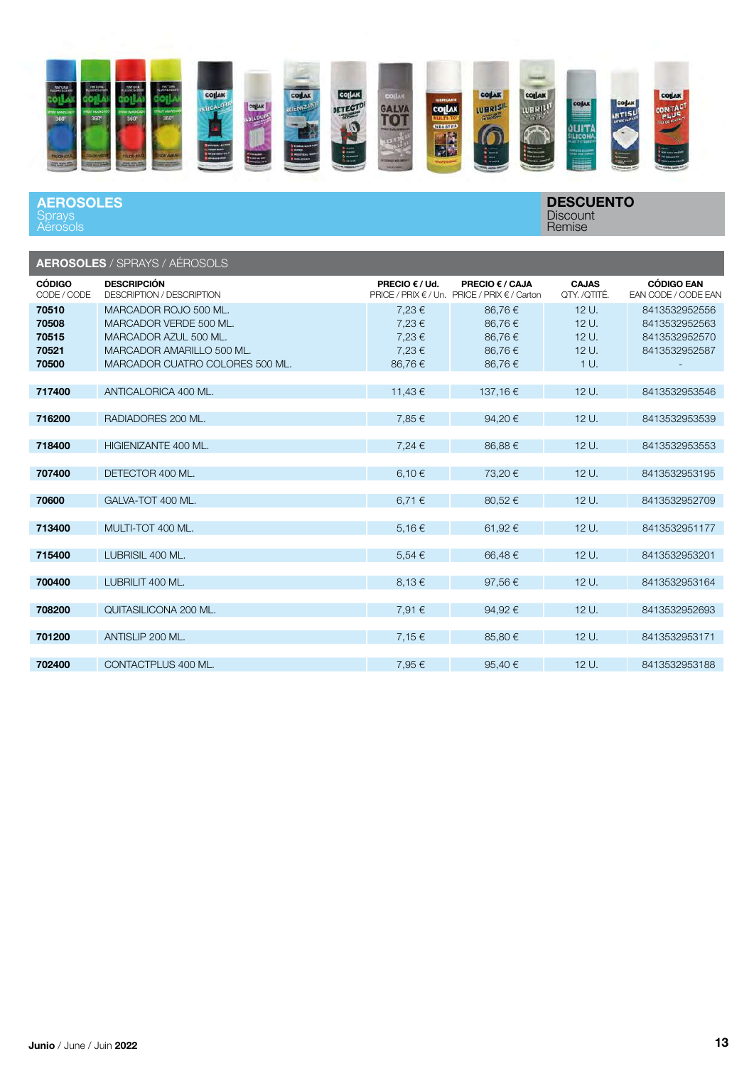## AEROSOLES
Sprays
Aérosols

**DESCUENTO**
Discount
Remise

**AEROSOLES** / SPRAYS / AÉROSOLS

| **CÓDIGO** CODE / CODE | **DESCRIPCIÓN** DESCRIPTION / DESCRIPTION | **PRECIO € / Ud.** PRICE / PRIX € / Un. | **PRECIO € / CAJA** PRICE / PRIX € / Carton | **CAJAS** QTY. /QTITÉ. | **CÓDIGO EAN** EAN CODE / CODE EAN |
|---|---|---|---|---|---|
| **70510** | MARCADOR ROJO 500 ML. | 7,23 € | 86,76 € | 12 U. | 8413532952556 |
| **70508** | MARCADOR VERDE 500 ML. | 7,23 € | 86,76 € | 12 U. | 8413532952563 |
| **70515** | MARCADOR AZUL 500 ML. | 7,23 € | 86,76 € | 12 U. | 8413532952570 |
| **70521** | MARCADOR AMARILLO 500 ML. | 7,23 € | 86,76 € | 12 U. | 8413532952587 |
| **70500** | MARCADOR CUATRO COLORES 500 ML. | 86,76 € | 86,76 € | 1 U. | - |
| **717400** | ANTICALORICA 400 ML. | 11,43 € | 137,16 € | 12 U. | 8413532953546 |
| **716200** | RADIADORES 200 ML. | 7,85 € | 94,20 € | 12 U. | 8413532953539 |
| **718400** | HIGIENIZANTE 400 ML. | 7,24 € | 86,88 € | 12 U. | 8413532953553 |
| **707400** | DETECTOR 400 ML. | 6,10 € | 73,20 € | 12 U. | 8413532953195 |
| **70600** | GALVA-TOT 400 ML. | 6,71 € | 80,52 € | 12 U. | 8413532952709 |
| **713400** | MULTI-TOT 400 ML. | 5,16 € | 61,92 € | 12 U. | 8413532951177 |
| **715400** | LUBRISIL 400 ML. | 5,54 € | 66,48 € | 12 U. | 8413532953201 |
| **700400** | LUBRILIT 400 ML. | 8,13 € | 97,56 € | 12 U. | 8413532953164 |
| **708200** | QUITASILICONA 200 ML. | 7,91 € | 94,92 € | 12 U. | 8413532952693 |
| **701200** | ANTISLIP 200 ML. | 7,15 € | 85,80 € | 12 U. | 8413532953171 |
| **702400** | CONTACTPLUS 400 ML. | 7,95 € | 95,40 € | 12 U. | 8413532953188 |

**Junio** / June / Juin **2022**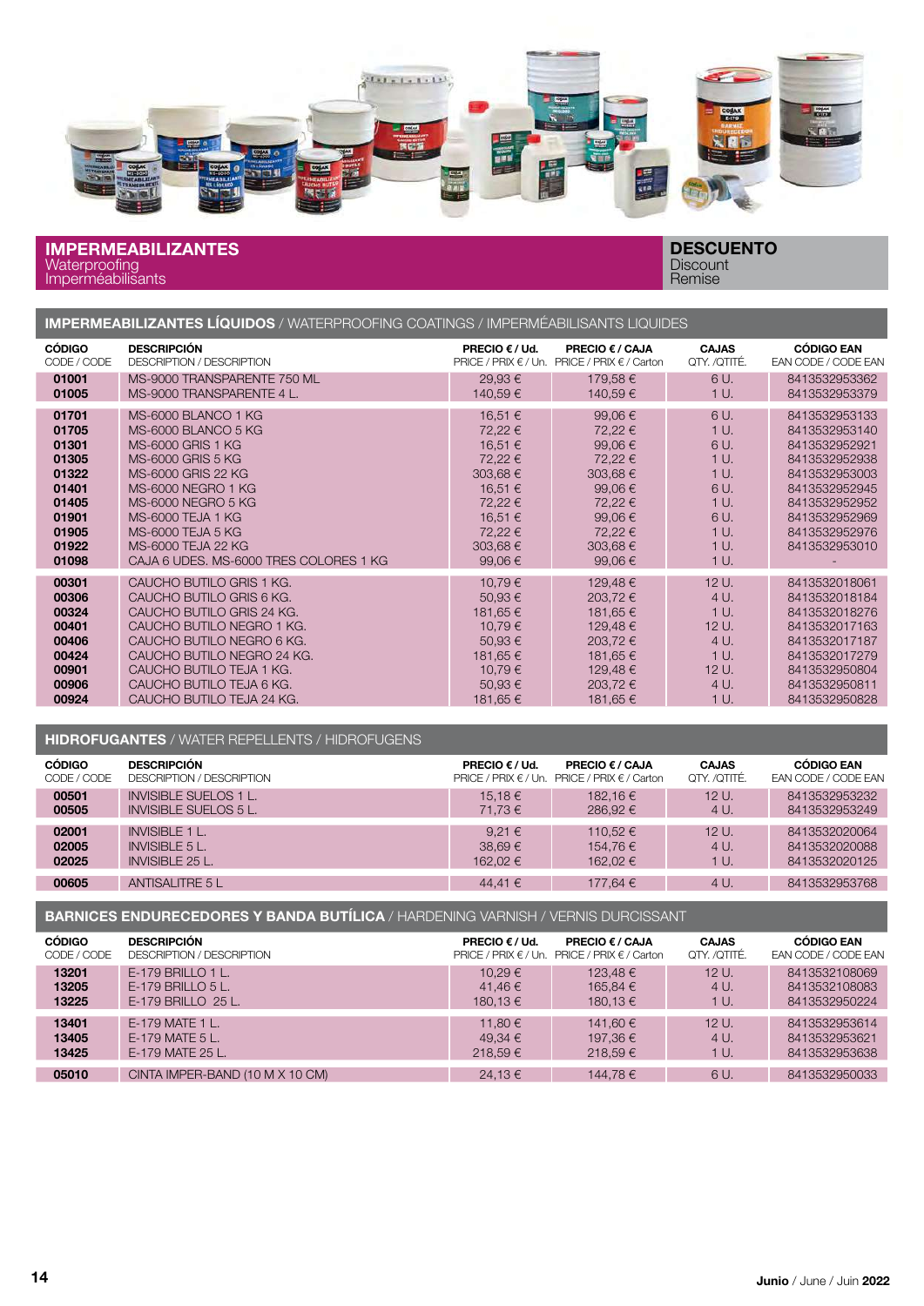## IMPERMEABILIZANTES
Waterproofing
Imperméabilisants

**DESCUENTO**
Discount
Remise

### IMPERMEABILIZANTES LÍQUIDOS / WATERPROOFING COATINGS / IMPERMÉABILISANTS LIQUIDES

| CÓDIGO CODE / CODE | DESCRIPCIÓN DESCRIPTION / DESCRIPTION | PRECIO € / Ud. PRICE / PRIX € / Un. | PRECIO € / CAJA PRICE / PRIX € / Carton | CAJAS QTY. /QTITÉ. | CÓDIGO EAN EAN CODE / CODE EAN |
|---|---|---|---|---|---|
| **01001** | MS-9000 TRANSPARENTE 750 ML | 29,93 € | 179,58 € | 6 U. | 8413532953362 |
| **01005** | MS-9000 TRANSPARENTE 4 L. | 140,59 € | 140,59 € | 1 U. | 8413532953379 |
| **01701** | MS-6000 BLANCO 1 KG | 16,51 € | 99,06 € | 6 U. | 8413532953133 |
| **01705** | MS-6000 BLANCO 5 KG | 72,22 € | 72,22 € | 1 U. | 8413532953140 |
| **01301** | MS-6000 GRIS 1 KG | 16,51 € | 99,06 € | 6 U. | 8413532952921 |
| **01305** | MS-6000 GRIS 5 KG | 72,22 € | 72,22 € | 1 U. | 8413532952938 |
| **01322** | MS-6000 GRIS 22 KG | 303,68 € | 303,68 € | 1 U. | 8413532953003 |
| **01401** | MS-6000 NEGRO 1 KG | 16,51 € | 99,06 € | 6 U. | 8413532952945 |
| **01405** | MS-6000 NEGRO 5 KG | 72,22 € | 72,22 € | 1 U. | 8413532952952 |
| **01901** | MS-6000 TEJA 1 KG | 16,51 € | 99,06 € | 6 U. | 8413532952969 |
| **01905** | MS-6000 TEJA 5 KG | 72,22 € | 72,22 € | 1 U. | 8413532952976 |
| **01922** | MS-6000 TEJA 22 KG | 303,68 € | 303,68 € | 1 U. | 8413532953010 |
| **01098** | CAJA 6 UDES. MS-6000 TRES COLORES 1 KG | 99,06 € | 99,06 € | 1 U. | - |
| **00301** | CAUCHO BUTILO GRIS 1 KG. | 10,79 € | 129,48 € | 12 U. | 8413532018061 |
| **00306** | CAUCHO BUTILO GRIS 6 KG. | 50,93 € | 203,72 € | 4 U. | 8413532018184 |
| **00324** | CAUCHO BUTILO GRIS 24 KG. | 181,65 € | 181,65 € | 1 U. | 8413532018276 |
| **00401** | CAUCHO BUTILO NEGRO 1 KG. | 10,79 € | 129,48 € | 12 U. | 8413532017163 |
| **00406** | CAUCHO BUTILO NEGRO 6 KG. | 50,93 € | 203,72 € | 4 U. | 8413532017187 |
| **00424** | CAUCHO BUTILO NEGRO 24 KG. | 181,65 € | 181,65 € | 1 U. | 8413532017279 |
| **00901** | CAUCHO BUTILO TEJA 1 KG. | 10,79 € | 129,48 € | 12 U. | 8413532950804 |
| **00906** | CAUCHO BUTILO TEJA 6 KG. | 50,93 € | 203,72 € | 4 U. | 8413532950811 |
| **00924** | CAUCHO BUTILO TEJA 24 KG. | 181,65 € | 181,65 € | 1 U. | 8413532950828 |

### HIDROFUGANTES / WATER REPELLENTS / HIDROFUGENS

| CÓDIGO CODE / CODE | DESCRIPCIÓN DESCRIPTION / DESCRIPTION | PRECIO € / Ud. PRICE / PRIX € / Un. | PRECIO € / CAJA PRICE / PRIX € / Carton | CAJAS QTY. /QTITÉ. | CÓDIGO EAN EAN CODE / CODE EAN |
|---|---|---|---|---|---|
| **00501** | INVISIBLE SUELOS 1 L. | 15,18 € | 182,16 € | 12 U. | 8413532953232 |
| **00505** | INVISIBLE SUELOS 5 L. | 71,73 € | 286,92 € | 4 U. | 8413532953249 |
| **02001** | INVISIBLE 1 L. | 9,21 € | 110,52 € | 12 U. | 8413532020064 |
| **02005** | INVISIBLE 5 L. | 38,69 € | 154,76 € | 4 U. | 8413532020088 |
| **02025** | INVISIBLE 25 L. | 162,02 € | 162,02 € | 1 U. | 8413532020125 |
| **00605** | ANTISALITRE 5 L | 44,41 € | 177,64 € | 4 U. | 8413532953768 |

### BARNICES ENDURECEDORES Y BANDA BUTÍLICA / HARDENING VARNISH / VERNIS DURCISSANT

| CÓDIGO CODE / CODE | DESCRIPCIÓN DESCRIPTION / DESCRIPTION | PRECIO € / Ud. PRICE / PRIX € / Un. | PRECIO € / CAJA PRICE / PRIX € / Carton | CAJAS QTY. /QTITÉ. | CÓDIGO EAN EAN CODE / CODE EAN |
|---|---|---|---|---|---|
| **13201** | E-179 BRILLO 1 L. | 10,29 € | 123,48 € | 12 U. | 8413532108069 |
| **13205** | E-179 BRILLO 5 L. | 41,46 € | 165,84 € | 4 U. | 8413532108083 |
| **13225** | E-179 BRILLO 25 L. | 180,13 € | 180,13 € | 1 U. | 8413532950224 |
| **13401** | E-179 MATE 1 L. | 11,80 € | 141,60 € | 12 U. | 8413532953614 |
| **13405** | E-179 MATE 5 L. | 49,34 € | 197,36 € | 4 U. | 8413532953621 |
| **13425** | E-179 MATE 25 L. | 218,59 € | 218,59 € | 1 U. | 8413532953638 |
| **05010** | CINTA IMPER-BAND (10 M X 10 CM) | 24,13 € | 144,78 € | 6 U. | 8413532950033 |

**Junio** / June / Juin **2022**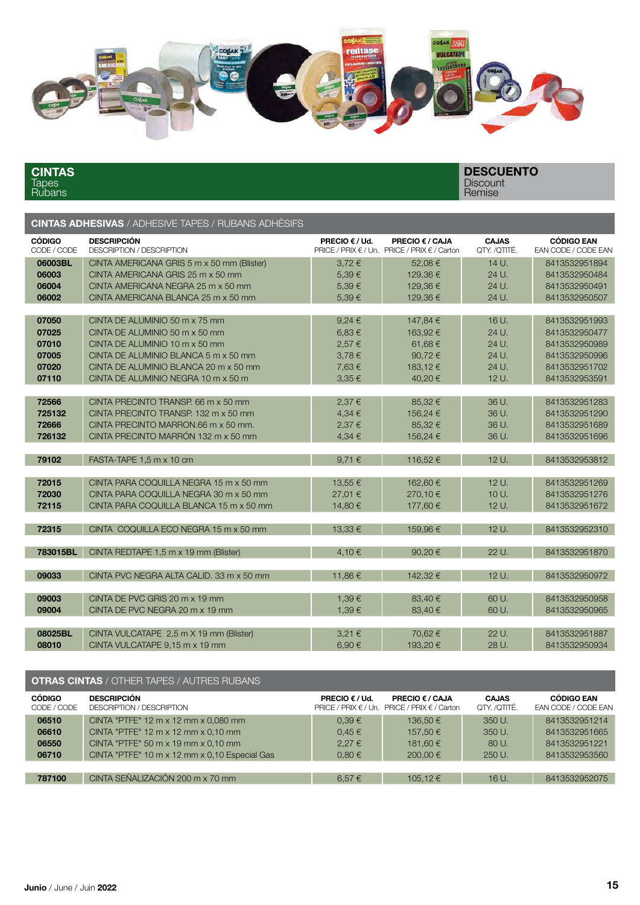## CINTAS
Tapes
Rubans

**DESCUENTO**
Discount
Remise

### CINTAS ADHESIVAS / ADHESIVE TAPES / RUBANS ADHÉSIFS

| CÓDIGO CODE / CODE | DESCRIPCIÓN DESCRIPTION / DESCRIPTION | PRECIO € / Ud. PRICE / PRIX € / Un. | PRECIO € / CAJA PRICE / PRIX € / Carton | CAJAS QTY. /QTITÉ. | CÓDIGO EAN EAN CODE / CODE EAN |
|---|---|---|---|---|---|
| **06003BL** | CINTA AMERICANA GRIS 5 m x 50 mm (Blister) | 3,72 € | 52,08 € | 14 U. | 8413532951894 |
| **06003** | CINTA AMERICANA GRIS 25 m x 50 mm | 5,39 € | 129,36 € | 24 U. | 8413532950484 |
| **06004** | CINTA AMERICANA NEGRA 25 m x 50 mm | 5,39 € | 129,36 € | 24 U. | 8413532950491 |
| **06002** | CINTA AMERICANA BLANCA 25 m x 50 mm | 5,39 € | 129,36 € | 24 U. | 8413532950507 |
| **07050** | CINTA DE ALUMINIO 50 m x 75 mm | 9,24 € | 147,84 € | 16 U. | 8413532951993 |
| **07025** | CINTA DE ALUMINIO 50 m x 50 mm | 6,83 € | 163,92 € | 24 U. | 8413532950477 |
| **07010** | CINTA DE ALUMINIO 10 m x 50 mm | 2,57 € | 61,68 € | 24 U. | 8413532950989 |
| **07005** | CINTA DE ALUMINIO BLANCA 5 m x 50 mm | 3,78 € | 90,72 € | 24 U. | 8413532950996 |
| **07020** | CINTA DE ALUMINIO BLANCA 20 m x 50 mm | 7,63 € | 183,12 € | 24 U. | 8413532951702 |
| **07110** | CINTA DE ALUMINIO NEGRA 10 m x 50 m | 3,35 € | 40,20 € | 12 U. | 8413532953591 |
| **72566** | CINTA PRECINTO TRANSP. 66 m x 50 mm | 2,37 € | 85,32 € | 36 U. | 8413532951283 |
| **725132** | CINTA PRECINTO TRANSP. 132 m x 50 mm | 4,34 € | 156,24 € | 36 U. | 8413532951290 |
| **72666** | CINTA PRECINTO MARRON.66 m x 50 mm. | 2,37 € | 85,32 € | 36 U. | 8413532951689 |
| **726132** | CINTA PRECINTO MARRÓN 132 m x 50 mm | 4,34 € | 156,24 € | 36 U. | 8413532951696 |
| **79102** | FASTA-TAPE 1,5 m x 10 cm | 9,71 € | 116,52 € | 12 U. | 8413532953812 |
| **72015** | CINTA PARA COQUILLA NEGRA 15 m x 50 mm | 13,55 € | 162,60 € | 12 U. | 8413532951269 |
| **72030** | CINTA PARA COQUILLA NEGRA 30 m x 50 mm | 27,01 € | 270,10 € | 10 U. | 8413532951276 |
| **72115** | CINTA PARA COQUILLA BLANCA 15 m x 50 mm | 14,80 € | 177,60 € | 12 U. | 8413532951672 |
| **72315** | CINTA COQUILLA ECO NEGRA 15 m x 50 mm | 13,33 € | 159,96 € | 12 U. | 8413532952310 |
| **783015BL** | CINTA REDTAPE 1,5 m x 19 mm (Blister) | 4,10 € | 90,20 € | 22 U. | 8413532951870 |
| **09033** | CINTA PVC NEGRA ALTA CALID. 33 m x 50 mm | 11,86 € | 142,32 € | 12 U. | 8413532950972 |
| **09003** | CINTA DE PVC GRIS 20 m x 19 mm | 1,39 € | 83,40 € | 60 U. | 8413532950958 |
| **09004** | CINTA DE PVC NEGRA 20 m x 19 mm | 1,39 € | 83,40 € | 60 U. | 8413532950965 |
| **08025BL** | CINTA VULCATAPE 2,5 m X 19 mm (Blister) | 3,21 € | 70,62 € | 22 U. | 8413532951887 |
| **08010** | CINTA VULCATAPE 9,15 m x 19 mm | 6,90 € | 193,20 € | 28 U. | 8413532950934 |

### OTRAS CINTAS / OTHER TAPES / AUTRES RUBANS

| CÓDIGO CODE / CODE | DESCRIPCIÓN DESCRIPTION / DESCRIPTION | PRECIO € / Ud. PRICE / PRIX € / Un. | PRECIO € / CAJA PRICE / PRIX € / Carton | CAJAS QTY. /QTITÉ. | CÓDIGO EAN EAN CODE / CODE EAN |
|---|---|---|---|---|---|
| **06510** | CINTA "PTFE" 12 m x 12 mm x 0,080 mm | 0,39 € | 136,50 € | 350 U. | 8413532951214 |
| **06610** | CINTA "PTFE" 12 m x 12 mm x 0,10 mm | 0,45 € | 157,50 € | 350 U. | 8413532951665 |
| **06550** | CINTA "PTFE" 50 m x 19 mm x 0,10 mm | 2,27 € | 181,60 € | 80 U. | 8413532951221 |
| **06710** | CINTA "PTFE" 10 m x 12 mm x 0,10 Especial Gas | 0,80 € | 200,00 € | 250 U. | 8413532953560 |
| **787100** | CINTA SEÑALIZACIÓN 200 m x 70 mm | 6,57 € | 105,12 € | 16 U. | 8413532952075 |

**Junio** / June / Juin **2022**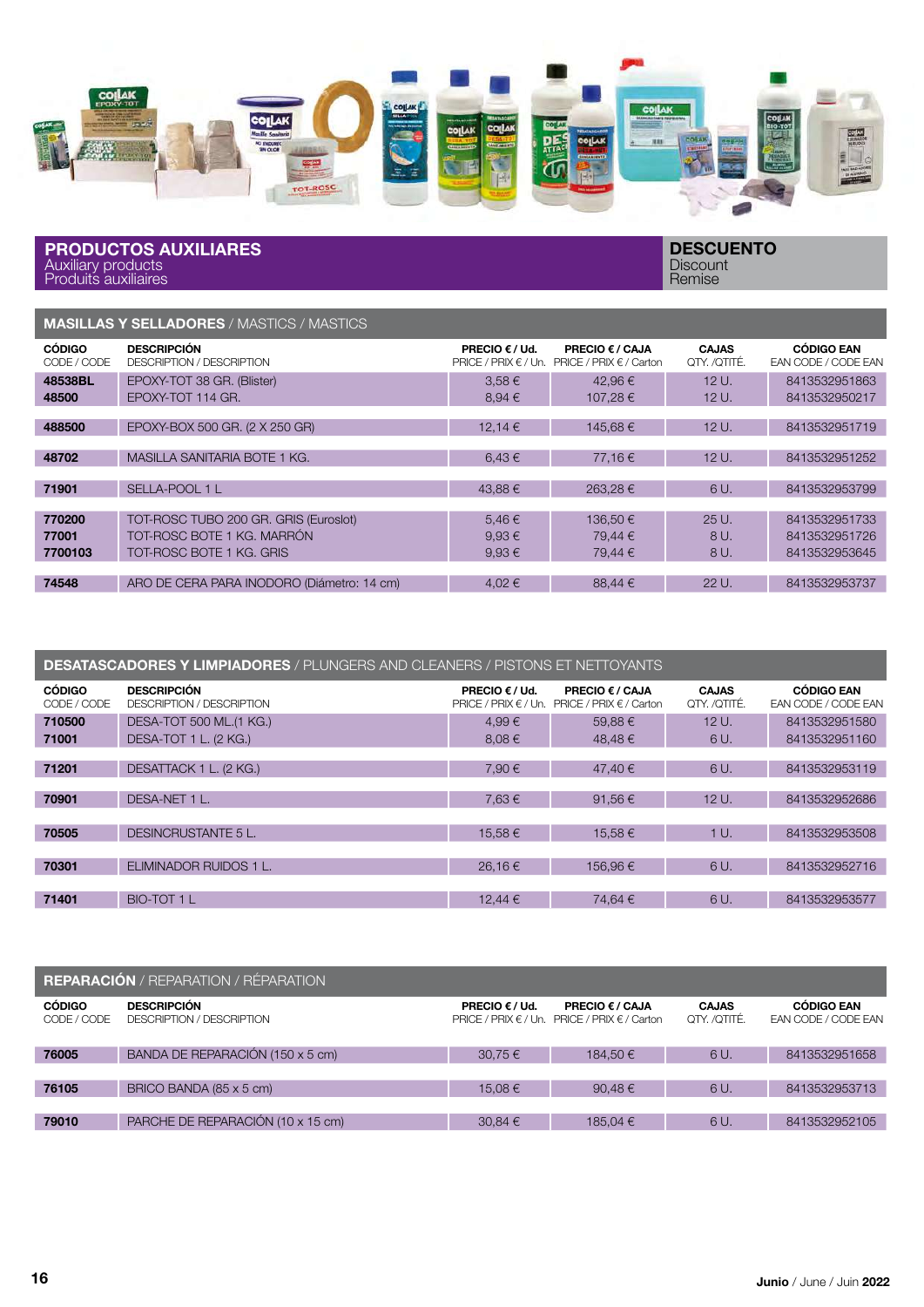## PRODUCTOS AUXILIARES
Auxiliary products
Produits auxiliaires

**DESCUENTO**
Discount
Remise

### MASILLAS Y SELLADORES / MASTICS / MASTICS

| CÓDIGO CODE / CODE | DESCRIPCIÓN DESCRIPTION / DESCRIPTION | PRECIO € / Ud. PRICE / PRIX € / Un. | PRECIO € / CAJA PRICE / PRIX € / Carton | CAJAS QTY. /QTITÉ. | CÓDIGO EAN EAN CODE / CODE EAN |
|---|---|---|---|---|---|
| 48538BL | EPOXY-TOT 38 GR. (Blister) | 3,58 € | 42,96 € | 12 U. | 8413532951863 |
| 48500 | EPOXY-TOT 114 GR. | 8,94 € | 107,28 € | 12 U. | 8413532950217 |
| 488500 | EPOXY-BOX 500 GR. (2 X 250 GR) | 12,14 € | 145,68 € | 12 U. | 8413532951719 |
| 48702 | MASILLA SANITARIA BOTE 1 KG. | 6,43 € | 77,16 € | 12 U. | 8413532951252 |
| 71901 | SELLA-POOL 1 L | 43,88 € | 263,28 € | 6 U. | 8413532953799 |
| 770200 | TOT-ROSC TUBO 200 GR. GRIS (Euroslot) | 5,46 € | 136,50 € | 25 U. | 8413532951733 |
| 77001 | TOT-ROSC BOTE 1 KG. MARRÓN | 9,93 € | 79,44 € | 8 U. | 8413532951726 |
| 7700103 | TOT-ROSC BOTE 1 KG. GRIS | 9,93 € | 79,44 € | 8 U. | 8413532953645 |
| 74548 | ARO DE CERA PARA INODORO (Diámetro: 14 cm) | 4,02 € | 88,44 € | 22 U. | 8413532953737 |

### DESATASCADORES Y LIMPIADORES / PLUNGERS AND CLEANERS / PISTONS ET NETTOYANTS

| CÓDIGO CODE / CODE | DESCRIPCIÓN DESCRIPTION / DESCRIPTION | PRECIO € / Ud. PRICE / PRIX € / Un. | PRECIO € / CAJA PRICE / PRIX € / Carton | CAJAS QTY. /QTITÉ. | CÓDIGO EAN EAN CODE / CODE EAN |
|---|---|---|---|---|---|
| 710500 | DESA-TOT 500 ML.(1 KG.) | 4,99 € | 59,88 € | 12 U. | 8413532951580 |
| 71001 | DESA-TOT 1 L. (2 KG.) | 8,08 € | 48,48 € | 6 U. | 8413532951160 |
| 71201 | DESATTACK 1 L. (2 KG.) | 7,90 € | 47,40 € | 6 U. | 8413532953119 |
| 70901 | DESA-NET 1 L. | 7,63 € | 91,56 € | 12 U. | 8413532952686 |
| 70505 | DESINCRUSTANTE 5 L. | 15,58 € | 15,58 € | 1 U. | 8413532953508 |
| 70301 | ELIMINADOR RUIDOS 1 L. | 26,16 € | 156,96 € | 6 U. | 8413532952716 |
| 71401 | BIO-TOT 1 L | 12,44 € | 74,64 € | 6 U. | 8413532953577 |

### REPARACIÓN / REPARATION / RÉPARATION

| CÓDIGO CODE / CODE | DESCRIPCIÓN DESCRIPTION / DESCRIPTION | PRECIO € / Ud. PRICE / PRIX € / Un. | PRECIO € / CAJA PRICE / PRIX € / Carton | CAJAS QTY. /QTITÉ. | CÓDIGO EAN EAN CODE / CODE EAN |
|---|---|---|---|---|---|
| 76005 | BANDA DE REPARACIÓN (150 x 5 cm) | 30,75 € | 184,50 € | 6 U. | 8413532951658 |
| 76105 | BRICO BANDA (85 x 5 cm) | 15,08 € | 90,48 € | 6 U. | 8413532953713 |
| 79010 | PARCHE DE REPARACIÓN (10 x 15 cm) | 30,84 € | 185,04 € | 6 U. | 8413532952105 |

**Junio** / June / Juin **2022**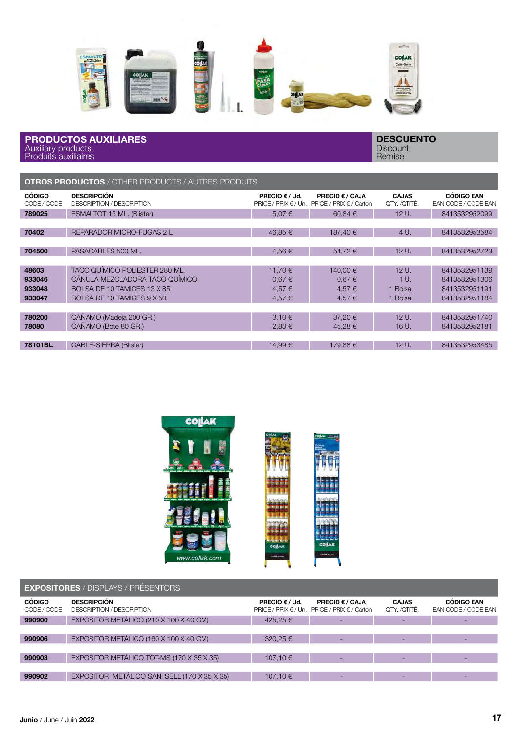## PRODUCTOS AUXILIARES
Auxiliary products
Produits auxiliaires

**DESCUENTO**
Discount
Remise

### OTROS PRODUCTOS / OTHER PRODUCTS / AUTRES PRODUITS

| CÓDIGO CODE / CODE | DESCRIPCIÓN DESCRIPTION / DESCRIPTION | PRECIO € / Ud. PRICE / PRIX € / Un. | PRECIO € / CAJA PRICE / PRIX € / Carton | CAJAS QTY. /QTITÉ. | CÓDIGO EAN EAN CODE / CODE EAN |
|---|---|---|---|---|---|
| **789025** | ESMALTOT 15 ML. (Blister) | 5,07 € | 60,84 € | 12 U. | 8413532952099 |
| **70402** | REPARADOR MICRO-FUGAS 2 L | 46,85 € | 187,40 € | 4 U. | 8413532953584 |
| **704500** | PASACABLES 500 ML. | 4,56 € | 54,72 € | 12 U. | 8413532952723 |
| **48603** | TACO QUÍMICO POLIESTER 280 ML. | 11,70 € | 140,00 € | 12 U. | 8413532951139 |
| **933046** | CÁNULA MEZCLADORA TACO QUÍMICO | 0,67 € | 0,67 € | 1 U. | 8413532951306 |
| **933048** | BOLSA DE 10 TAMICES 13 X 85 | 4,57 € | 4,57 € | 1 Bolsa | 8413532951191 |
| **933047** | BOLSA DE 10 TAMICES 9 X 50 | 4,57 € | 4,57 € | 1 Bolsa | 8413532951184 |
| **780200** | CAÑAMO (Madeja 200 GR.) | 3,10 € | 37,20 € | 12 U. | 8413532951740 |
| **78080** | CAÑAMO (Bote 80 GR.) | 2,83 € | 45,28 € | 16 U. | 8413532952181 |
| **78101BL** | CABLE-SIERRA (Blister) | 14,99 € | 179,88 € | 12 U. | 8413532953485 |

### EXPOSITORES / DISPLAYS / PRÉSENTORS

| CÓDIGO CODE / CODE | DESCRIPCIÓN DESCRIPTION / DESCRIPTION | PRECIO € / Ud. PRICE / PRIX € / Un. | PRECIO € / CAJA PRICE / PRIX € / Carton | CAJAS QTY. /QTITÉ. | CÓDIGO EAN EAN CODE / CODE EAN |
|---|---|---|---|---|---|
| **990900** | EXPOSITOR METÁLICO (210 X 100 X 40 CM) | 425,25 € | - | - | - |
| **990906** | EXPOSITOR METÁLICO (160 X 100 X 40 CM) | 320,25 € | - | - | - |
| **990903** | EXPOSITOR METÁLICO TOT-MS (170 X 35 X 35) | 107,10 € | - | - | - |
| **990902** | EXPOSITOR METÁLICO SANI SELL (170 X 35 X 35) | 107,10 € | - | - | - |

**Junio** / June / Juin **2022**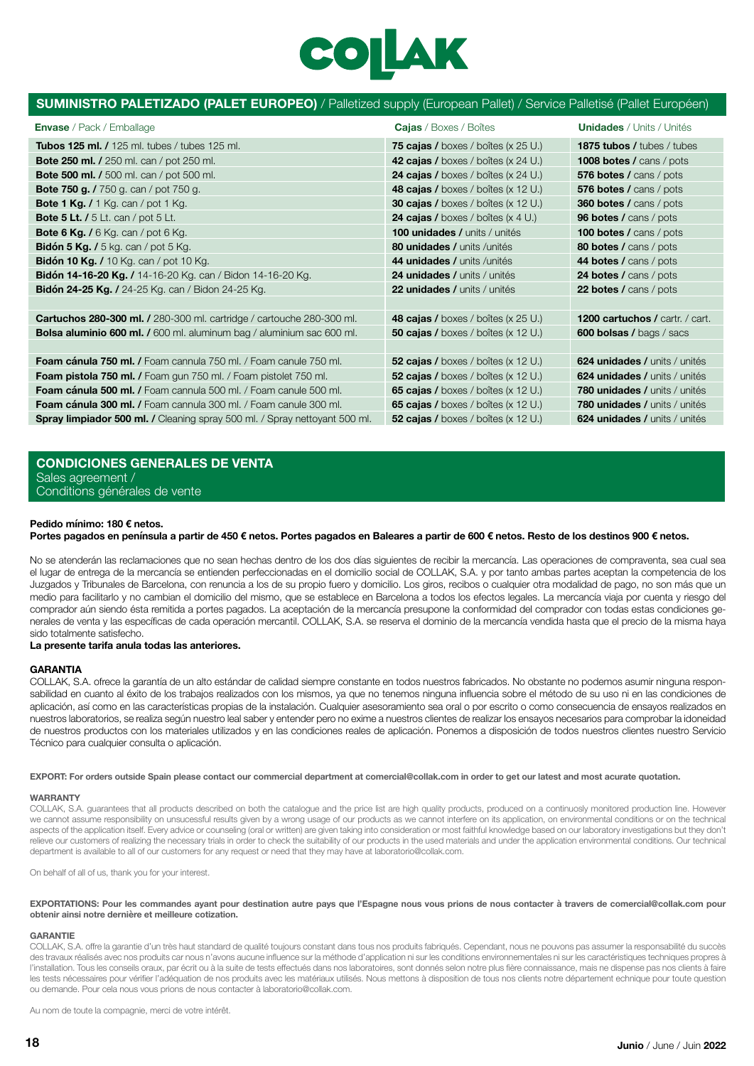# COLLAK

## SUMINISTRO PALETIZADO (PALET EUROPEO) / Palletized supply (European Pallet) / Service Palletisé (Pallet Européen)

| **Envase** / Pack / Emballage | **Cajas** / Boxes / Boîtes | **Unidades** / Units / Unités |
|---|---|---|
| **Tubos 125 ml. /** 125 ml. tubes / tubes 125 ml. | **75 cajas /** boxes / boîtes (x 25 U.) | **1875 tubos /** tubes / tubes |
| **Bote 250 ml. /** 250 ml. can / pot 250 ml. | **42 cajas /** boxes / boîtes (x 24 U.) | **1008 botes /** cans / pots |
| **Bote 500 ml. /** 500 ml. can / pot 500 ml. | **24 cajas /** boxes / boîtes (x 24 U.) | **576 botes /** cans / pots |
| **Bote 750 g. /** 750 g. can / pot 750 g. | **48 cajas /** boxes / boîtes (x 12 U.) | **576 botes /** cans / pots |
| **Bote 1 Kg. /** 1 Kg. can / pot 1 Kg. | **30 cajas /** boxes / boîtes (x 12 U.) | **360 botes /** cans / pots |
| **Bote 5 Lt. /** 5 Lt. can / pot 5 Lt. | **24 cajas /** boxes / boîtes (x 4 U.) | **96 botes /** cans / pots |
| **Bote 6 Kg. /** 6 Kg. can / pot 6 Kg. | **100 unidades /** units / unités | **100 botes /** cans / pots |
| **Bidón 5 Kg. /** 5 kg. can / pot 5 Kg. | **80 unidades /** units /unités | **80 botes /** cans / pots |
| **Bidón 10 Kg. /** 10 Kg. can / pot 10 Kg. | **44 unidades /** units /unités | **44 botes /** cans / pots |
| **Bidón 14-16-20 Kg. /** 14-16-20 Kg. can / Bidon 14-16-20 Kg. | **24 unidades /** units / unités | **24 botes /** cans / pots |
| **Bidón 24-25 Kg. /** 24-25 Kg. can / Bidon 24-25 Kg. | **22 unidades /** units / unités | **22 botes /** cans / pots |
| | | |
| **Cartuchos 280-300 ml. /** 280-300 ml. cartridge / cartouche 280-300 ml. | **48 cajas /** boxes / boîtes (x 25 U.) | **1200 cartuchos /** cartr. / cart. |
| **Bolsa aluminio 600 ml. /** 600 ml. aluminum bag / aluminium sac 600 ml. | **50 cajas /** boxes / boîtes (x 12 U.) | **600 bolsas /** bags / sacs |
| | | |
| **Foam cánula 750 ml. /** Foam cannula 750 ml. / Foam canule 750 ml. | **52 cajas /** boxes / boîtes (x 12 U.) | **624 unidades /** units / unités |
| **Foam pistola 750 ml. /** Foam gun 750 ml. / Foam pistolet 750 ml. | **52 cajas /** boxes / boîtes (x 12 U.) | **624 unidades /** units / unités |
| **Foam cánula 500 ml. /** Foam cannula 500 ml. / Foam canule 500 ml. | **65 cajas /** boxes / boîtes (x 12 U.) | **780 unidades /** units / unités |
| **Foam cánula 300 ml. /** Foam cannula 300 ml. / Foam canule 300 ml. | **65 cajas /** boxes / boîtes (x 12 U.) | **780 unidades /** units / unités |
| **Spray limpiador 500 ml. /** Cleaning spray 500 ml. / Spray nettoyant 500 ml. | **52 cajas /** boxes / boîtes (x 12 U.) | **624 unidades /** units / unités |

## CONDICIONES GENERALES DE VENTA
Sales agreement /
Conditions générales de vente

**Pedido mínimo: 180 € netos.**
**Portes pagados en península a partir de 450 € netos. Portes pagados en Baleares a partir de 600 € netos. Resto de los destinos 900 € netos.**

No se atenderán las reclamaciones que no sean hechas dentro de los dos días siguientes de recibir la mercancía. Las operaciones de compraventa, sea cual sea el lugar de entrega de la mercancía se entienden perfeccionadas en el domicilio social de COLLAK, S.A. y por tanto ambas partes aceptan la competencia de los Juzgados y Tribunales de Barcelona, con renuncia a los de su propio fuero y domicilio. Los giros, recibos o cualquier otra modalidad de pago, no son más que un medio para facilitarlo y no cambian el domicilio del mismo, que se establece en Barcelona a todos los efectos legales. La mercancía viaja por cuenta y riesgo del comprador aún siendo ésta remitida a portes pagados. La aceptación de la mercancía presupone la conformidad del comprador con todas estas condiciones generales de venta y las específicas de cada operación mercantil. COLLAK, S.A. se reserva el dominio de la mercancía vendida hasta que el precio de la misma haya sido totalmente satisfecho.
**La presente tarifa anula todas las anteriores.**

**GARANTIA**
COLLAK, S.A. ofrece la garantía de un alto estándar de calidad siempre constante en todos nuestros fabricados. No obstante no podemos asumir ninguna responsabilidad en cuanto al éxito de los trabajos realizados con los mismos, ya que no tenemos ninguna influencia sobre el método de su uso ni en las condiciones de aplicación, así como en las características propias de la instalación. Cualquier asesoramiento sea oral o por escrito o como consecuencia de ensayos realizados en nuestros laboratorios, se realiza según nuestro leal saber y entender pero no exime a nuestros clientes de realizar los ensayos necesarios para comprobar la idoneidad de nuestros productos con los materiales utilizados y en las condiciones reales de aplicación. Ponemos a disposición de todos nuestros clientes nuestro Servicio Técnico para cualquier consulta o aplicación.

**EXPORT: For orders outside Spain please contact our commercial department at comercial@collak.com in order to get our latest and most acurate quotation.**

**WARRANTY**
COLLAK, S.A. guarantees that all products described on both the catalogue and the price list are high quality products, produced on a continuosly monitored production line. However we cannot assume responsibility on unsucessful results given by a wrong usage of our products as we cannot interfere on its application, on environmental conditions or on the technical aspects of the application itself. Every advice or counseling (oral or written) are given taking into consideration or most faithful knowledge based on our laboratory investigations but they don't relieve our customers of realizing the necessary trials in order to check the suitability of our products in the used materials and under the application environmental conditions. Our technical department is available to all of our customers for any request or need that they may have at laboratorio@collak.com.

On behalf of all of us, thank you for your interest.

**EXPORTATIONS: Pour les commandes ayant pour destination autre pays que l'Espagne nous vous prions de nous contacter à travers de comercial@collak.com pour obtenir ainsi notre dernière et meilleure cotization.**

**GARANTIE**
COLLAK, S.A. offre la garantie d'un très haut standard de qualité toujours constant dans tous nos produits fabriqués. Cependant, nous ne pouvons pas assumer la responsabilité du succès des travaux réalisés avec nos produits car nous n'avons aucune influence sur la méthode d'application ni sur les conditions environnementales ni sur les caractéristiques techniques propres à l'installation. Tous les conseils oraux, par écrit ou à la suite de tests effectués dans nos laboratoires, sont donnés selon notre plus fière connaissance, mais ne dispense pas nos clients à faire les tests nécessaires pour vérifier l'adéquation de nos produits avec les matériaux utilisés. Nous mettons à disposition de tous nos clients notre département echnique pour toute question ou demande. Pour cela nous vous prions de nous contacter à laboratorio@collak.com.

Au nom de toute la compagnie, merci de votre intérêt.

**Junio** / June / Juin **2022**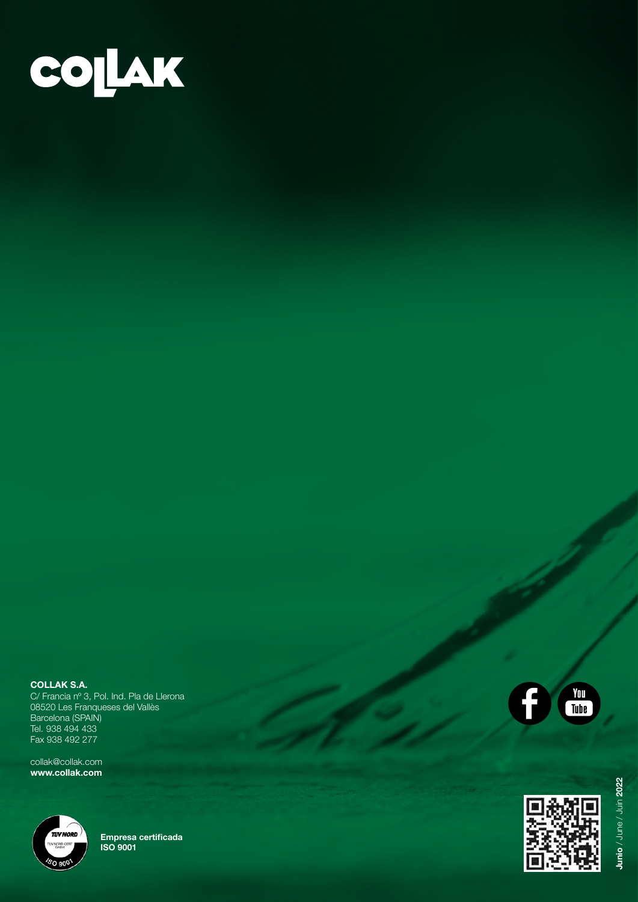COLLAK

**COLLAK S.A.**
C/ Francia nº 3, Pol. Ind. Pla de Llerona
08520 Les Franqueses del Vallès
Barcelona (SPAIN)
Tel. 938 494 433
Fax 938 492 277

collak@collak.com
**www.collak.com**

**Empresa certificada ISO 9001**

**Junio** / June / Juin **2022**